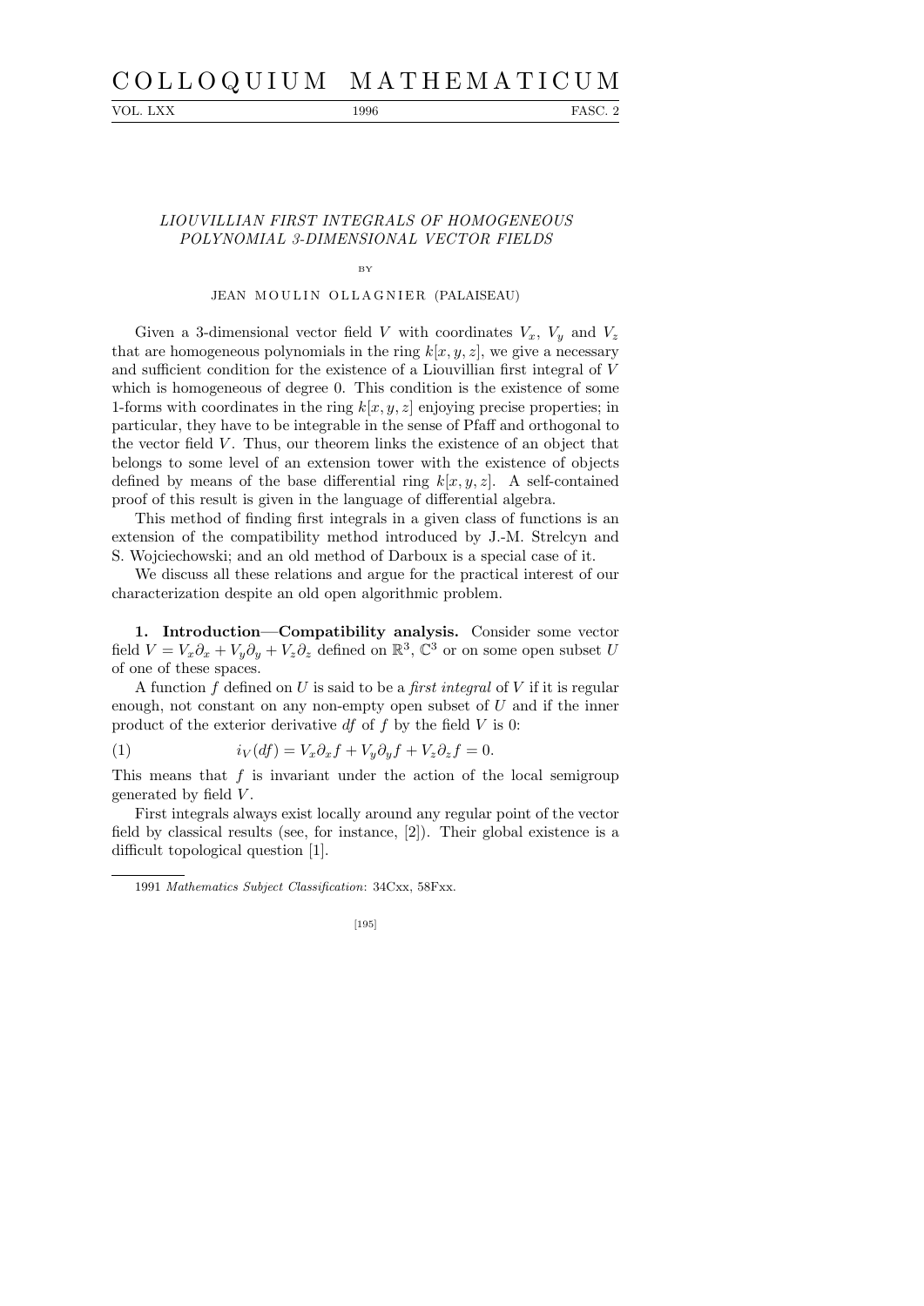# LIOUVILLIAN FIRST INTEGRALS OF HOMOGENEOUS POLYNOMIAL 3-DIMENSIONAL VECTOR FIELDS

BY

JEAN MOULIN OLLAGNIER (PALAISEAU)

Given a 3-dimensional vector field $V$ with coordinates $V_x$, $V_y$ and $V_z$ that are homogeneous polynomials in the ring $k[x, y, z]$, we give a necessary and sufficient condition for the existence of a Liouvillian first integral of $V$ which is homogeneous of degree 0. This condition is the existence of some 1-forms with coordinates in the ring $k[x, y, z]$ enjoying precise properties; in particular, they have to be integrable in the sense of Pfaff and orthogonal to the vector field $V$. Thus, our theorem links the existence of an object that belongs to some level of an extension tower with the existence of objects defined by means of the base differential ring $k[x, y, z]$. A self-contained proof of this result is given in the language of differential algebra.

This method of finding first integrals in a given class of functions is an extension of the compatibility method introduced by J.-M. Strelcyn and S. Wojciechowski; and an old method of Darboux is a special case of it.

We discuss all these relations and argue for the practical interest of our characterization despite an old open algorithmic problem.

**1. Introduction—Compatibility analysis.** Consider some vector field $V = V_x\partial_x + V_y\partial_y + V_z\partial_z$ defined on $\mathbb{R}^3$, $\mathbb{C}^3$ or on some open subset $U$ of one of these spaces.

A function $f$ defined on $U$ is said to be a *first integral* of $V$ if it is regular enough, not constant on any non-empty open subset of $U$ and if the inner product of the exterior derivative $df$ of $f$ by the field $V$ is 0:

$$i_V(df) = V_x\partial_x f + V_y\partial_y f + V_z\partial_z f = 0. \tag{1}$$

This means that $f$ is invariant under the action of the local semigroup generated by field $V$.

First integrals always exist locally around any regular point of the vector field by classical results (see, for instance, [2]). Their global existence is a difficult topological question [1].

1991 *Mathematics Subject Classification*: 34Cxx, 58Fxx.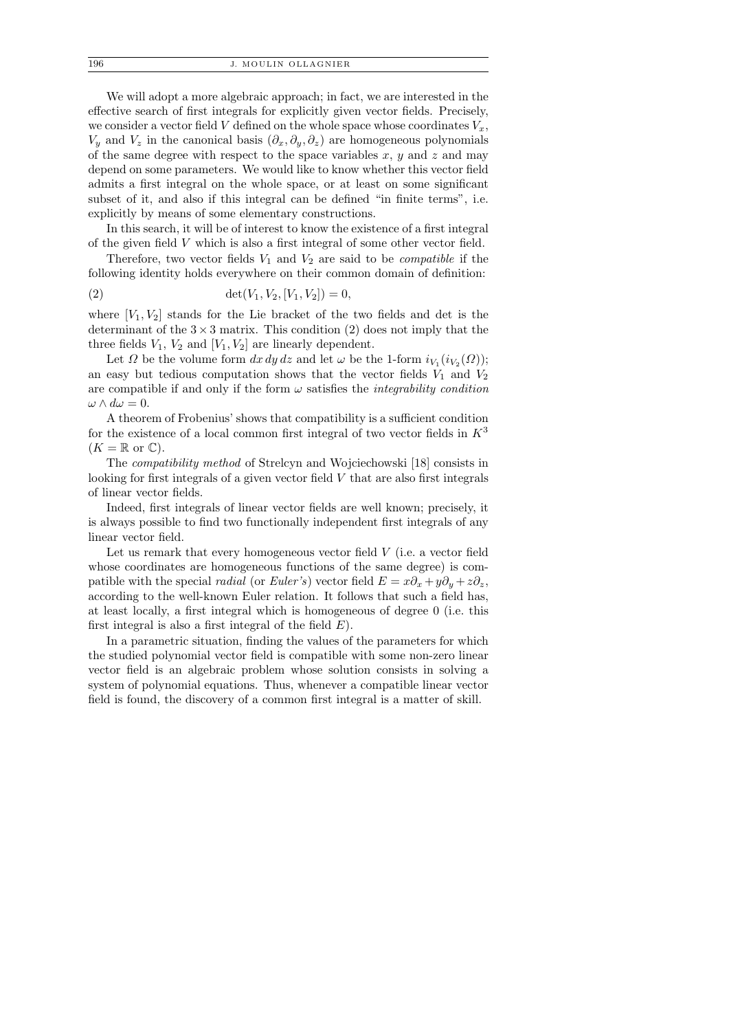We will adopt a more algebraic approach; in fact, we are interested in the effective search of first integrals for explicitly given vector fields. Precisely, we consider a vector field $V$ defined on the whole space whose coordinates $V_x$, $V_y$ and $V_z$ in the canonical basis $(\partial_x, \partial_y, \partial_z)$ are homogeneous polynomials of the same degree with respect to the space variables $x$, $y$ and $z$ and may depend on some parameters. We would like to know whether this vector field admits a first integral on the whole space, or at least on some significant subset of it, and also if this integral can be defined "in finite terms", i.e. explicitly by means of some elementary constructions.

In this search, it will be of interest to know the existence of a first integral of the given field $V$ which is also a first integral of some other vector field.

Therefore, two vector fields $V_1$ and $V_2$ are said to be *compatible* if the following identity holds everywhere on their common domain of definition:

$$\det(V_1, V_2, [V_1, V_2]) = 0, \tag{2}$$

where $[V_1, V_2]$ stands for the Lie bracket of the two fields and det is the determinant of the $3 \times 3$ matrix. This condition (2) does not imply that the three fields $V_1$, $V_2$ and $[V_1, V_2]$ are linearly dependent.

Let $\Omega$ be the volume form $dx\,dy\,dz$ and let $\omega$ be the 1-form $i_{V_1}(i_{V_2}(\Omega))$; an easy but tedious computation shows that the vector fields $V_1$ and $V_2$ are compatible if and only if the form $\omega$ satisfies the *integrability condition* $\omega \wedge d\omega = 0$.

A theorem of Frobenius' shows that compatibility is a sufficient condition for the existence of a local common first integral of two vector fields in $K^3$ ($K = \mathbb{R}$ or $\mathbb{C}$).

The *compatibility method* of Strelcyn and Wojciechowski [18] consists in looking for first integrals of a given vector field $V$ that are also first integrals of linear vector fields.

Indeed, first integrals of linear vector fields are well known; precisely, it is always possible to find two functionally independent first integrals of any linear vector field.

Let us remark that every homogeneous vector field $V$ (i.e. a vector field whose coordinates are homogeneous functions of the same degree) is compatible with the special *radial* (or *Euler's*) vector field $E = x\partial_x + y\partial_y + z\partial_z$, according to the well-known Euler relation. It follows that such a field has, at least locally, a first integral which is homogeneous of degree 0 (i.e. this first integral is also a first integral of the field $E$).

In a parametric situation, finding the values of the parameters for which the studied polynomial vector field is compatible with some non-zero linear vector field is an algebraic problem whose solution consists in solving a system of polynomial equations. Thus, whenever a compatible linear vector field is found, the discovery of a common first integral is a matter of skill.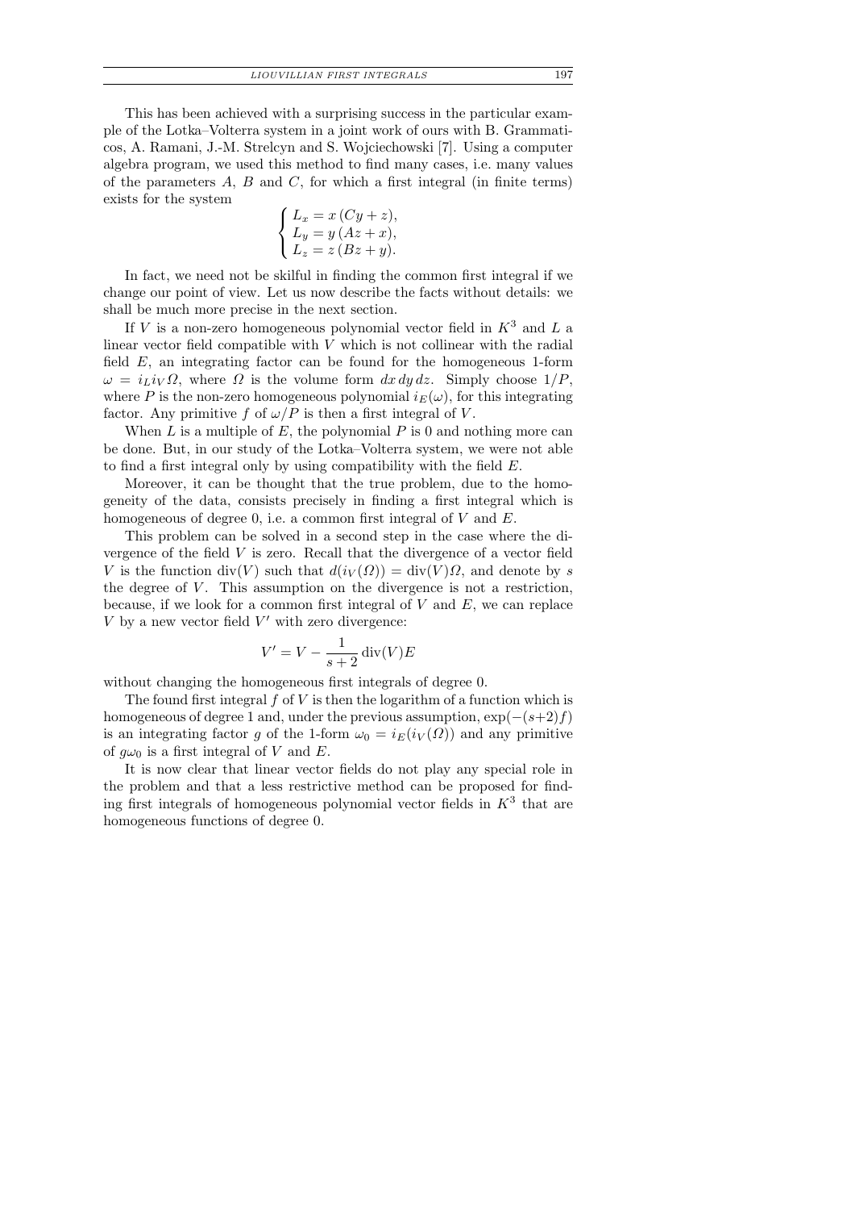This has been achieved with a surprising success in the particular example of the Lotka–Volterra system in a joint work of ours with B. Grammaticos, A. Ramani, J.-M. Strelcyn and S. Wojciechowski [7]. Using a computer algebra program, we used this method to find many cases, i.e. many values of the parameters $A$, $B$ and $C$, for which a first integral (in finite terms) exists for the system

$$\begin{cases} L_x = x\,(Cy + z), \\ L_y = y\,(Az + x), \\ L_z = z\,(Bz + y). \end{cases}$$

In fact, we need not be skilful in finding the common first integral if we change our point of view. Let us now describe the facts without details: we shall be much more precise in the next section.

If $V$ is a non-zero homogeneous polynomial vector field in $K^3$ and $L$ a linear vector field compatible with $V$ which is not collinear with the radial field $E$, an integrating factor can be found for the homogeneous 1-form $\omega = i_L i_V \Omega$, where $\Omega$ is the volume form $dx\,dy\,dz$. Simply choose $1/P$, where $P$ is the non-zero homogeneous polynomial $i_E(\omega)$, for this integrating factor. Any primitive $f$ of $\omega/P$ is then a first integral of $V$.

When $L$ is a multiple of $E$, the polynomial $P$ is 0 and nothing more can be done. But, in our study of the Lotka–Volterra system, we were not able to find a first integral only by using compatibility with the field $E$.

Moreover, it can be thought that the true problem, due to the homogeneity of the data, consists precisely in finding a first integral which is homogeneous of degree 0, i.e. a common first integral of $V$ and $E$.

This problem can be solved in a second step in the case where the divergence of the field $V$ is zero. Recall that the divergence of a vector field $V$ is the function $\operatorname{div}(V)$ such that $d(i_V(\Omega)) = \operatorname{div}(V)\Omega$, and denote by $s$ the degree of $V$. This assumption on the divergence is not a restriction, because, if we look for a common first integral of $V$ and $E$, we can replace $V$ by a new vector field $V'$ with zero divergence:

$$V' = V - \frac{1}{s+2}\operatorname{div}(V)E$$

without changing the homogeneous first integrals of degree 0.

The found first integral $f$ of $V$ is then the logarithm of a function which is homogeneous of degree 1 and, under the previous assumption, $\exp(-(s+2)f)$ is an integrating factor $g$ of the 1-form $\omega_0 = i_E(i_V(\Omega))$ and any primitive of $g\omega_0$ is a first integral of $V$ and $E$.

It is now clear that linear vector fields do not play any special role in the problem and that a less restrictive method can be proposed for finding first integrals of homogeneous polynomial vector fields in $K^3$ that are homogeneous functions of degree 0.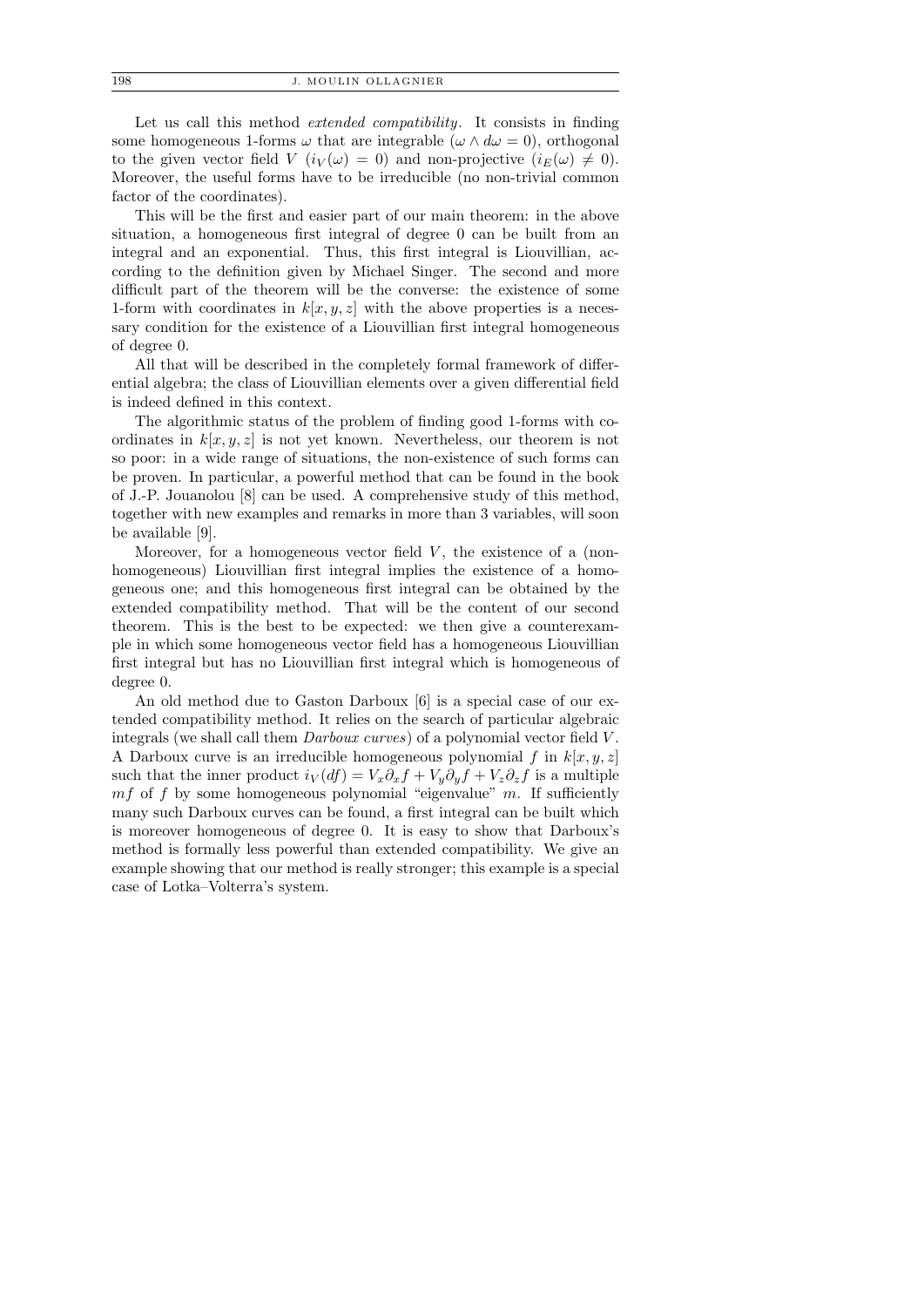Let us call this method *extended compatibility*. It consists in finding some homogeneous 1-forms $\omega$ that are integrable ($\omega \wedge d\omega = 0$), orthogonal to the given vector field $V$ ($i_V(\omega) = 0$) and non-projective ($i_E(\omega) \neq 0$). Moreover, the useful forms have to be irreducible (no non-trivial common factor of the coordinates).

This will be the first and easier part of our main theorem: in the above situation, a homogeneous first integral of degree 0 can be built from an integral and an exponential. Thus, this first integral is Liouvillian, according to the definition given by Michael Singer. The second and more difficult part of the theorem will be the converse: the existence of some 1-form with coordinates in $k[x, y, z]$ with the above properties is a necessary condition for the existence of a Liouvillian first integral homogeneous of degree 0.

All that will be described in the completely formal framework of differential algebra; the class of Liouvillian elements over a given differential field is indeed defined in this context.

The algorithmic status of the problem of finding good 1-forms with coordinates in $k[x, y, z]$ is not yet known. Nevertheless, our theorem is not so poor: in a wide range of situations, the non-existence of such forms can be proven. In particular, a powerful method that can be found in the book of J.-P. Jouanolou [8] can be used. A comprehensive study of this method, together with new examples and remarks in more than 3 variables, will soon be available [9].

Moreover, for a homogeneous vector field $V$, the existence of a (non-homogeneous) Liouvillian first integral implies the existence of a homogeneous one; and this homogeneous first integral can be obtained by the extended compatibility method. That will be the content of our second theorem. This is the best to be expected: we then give a counterexample in which some homogeneous vector field has a homogeneous Liouvillian first integral but has no Liouvillian first integral which is homogeneous of degree 0.

An old method due to Gaston Darboux [6] is a special case of our extended compatibility method. It relies on the search of particular algebraic integrals (we shall call them *Darboux curves*) of a polynomial vector field $V$. A Darboux curve is an irreducible homogeneous polynomial $f$ in $k[x, y, z]$ such that the inner product $i_V(df) = V_x\partial_x f + V_y\partial_y f + V_z\partial_z f$ is a multiple $mf$ of $f$ by some homogeneous polynomial "eigenvalue" $m$. If sufficiently many such Darboux curves can be found, a first integral can be built which is moreover homogeneous of degree 0. It is easy to show that Darboux's method is formally less powerful than extended compatibility. We give an example showing that our method is really stronger; this example is a special case of Lotka–Volterra's system.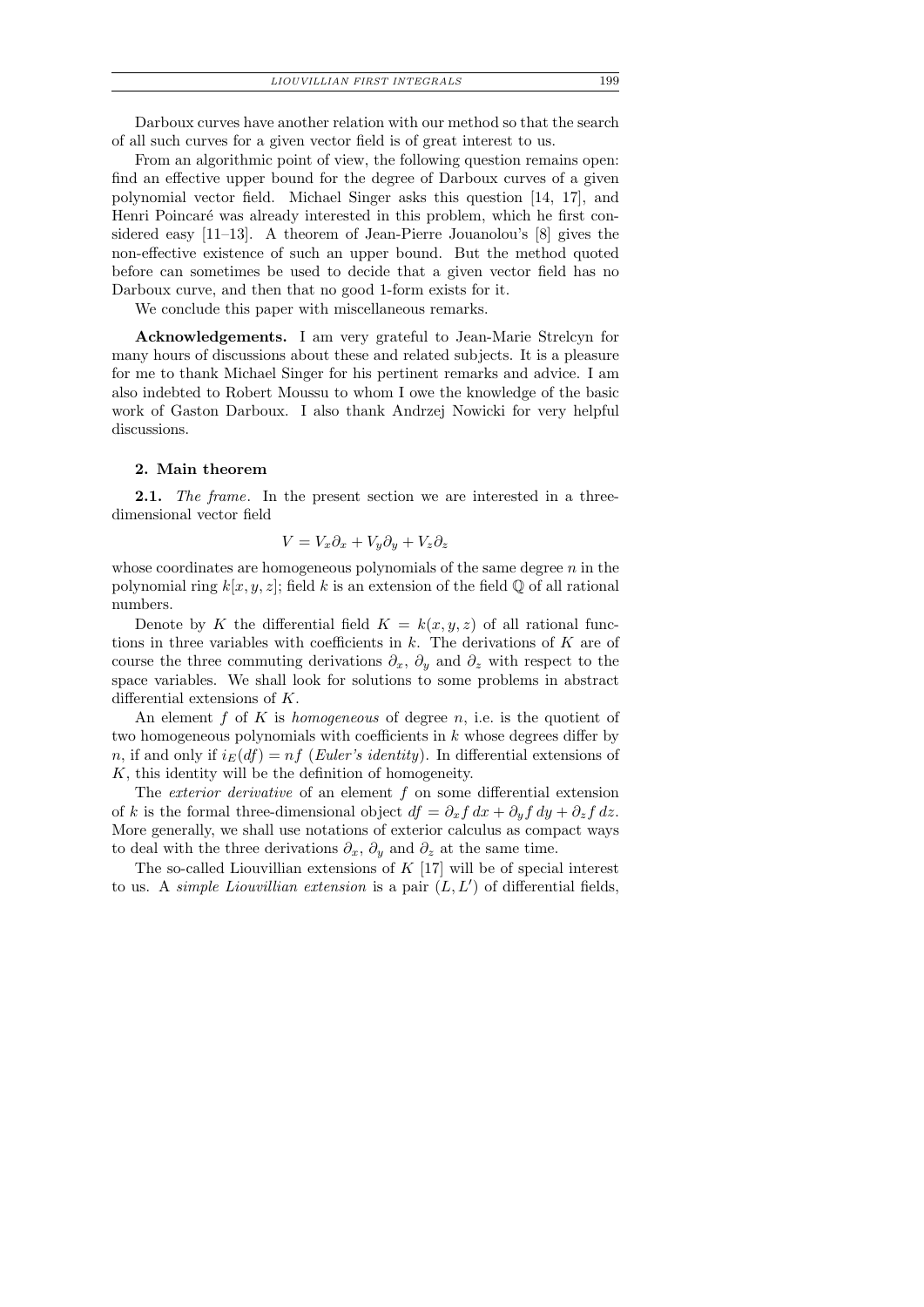Darboux curves have another relation with our method so that the search of all such curves for a given vector field is of great interest to us.

From an algorithmic point of view, the following question remains open: find an effective upper bound for the degree of Darboux curves of a given polynomial vector field. Michael Singer asks this question [14, 17], and Henri Poincaré was already interested in this problem, which he first considered easy [11–13]. A theorem of Jean-Pierre Jouanolou's [8] gives the non-effective existence of such an upper bound. But the method quoted before can sometimes be used to decide that a given vector field has no Darboux curve, and then that no good 1-form exists for it.

We conclude this paper with miscellaneous remarks.

**Acknowledgements.** I am very grateful to Jean-Marie Strelcyn for many hours of discussions about these and related subjects. It is a pleasure for me to thank Michael Singer for his pertinent remarks and advice. I am also indebted to Robert Moussu to whom I owe the knowledge of the basic work of Gaston Darboux. I also thank Andrzej Nowicki for very helpful discussions.

## 2. Main theorem

**2.1.** *The frame.* In the present section we are interested in a three-dimensional vector field

$$V = V_x \partial_x + V_y \partial_y + V_z \partial_z$$

whose coordinates are homogeneous polynomials of the same degree $n$ in the polynomial ring $k[x, y, z]$; field $k$ is an extension of the field $\mathbb{Q}$ of all rational numbers.

Denote by $K$ the differential field $K = k(x, y, z)$ of all rational functions in three variables with coefficients in $k$. The derivations of $K$ are of course the three commuting derivations $\partial_x$, $\partial_y$ and $\partial_z$ with respect to the space variables. We shall look for solutions to some problems in abstract differential extensions of $K$.

An element $f$ of $K$ is *homogeneous* of degree $n$, i.e. is the quotient of two homogeneous polynomials with coefficients in $k$ whose degrees differ by $n$, if and only if $i_E(df) = nf$ (*Euler's identity*). In differential extensions of $K$, this identity will be the definition of homogeneity.

The *exterior derivative* of an element $f$ on some differential extension of $k$ is the formal three-dimensional object $df = \partial_x f\, dx + \partial_y f\, dy + \partial_z f\, dz$. More generally, we shall use notations of exterior calculus as compact ways to deal with the three derivations $\partial_x$, $\partial_y$ and $\partial_z$ at the same time.

The so-called Liouvillian extensions of $K$ [17] will be of special interest to us. A *simple Liouvillian extension* is a pair $(L, L')$ of differential fields,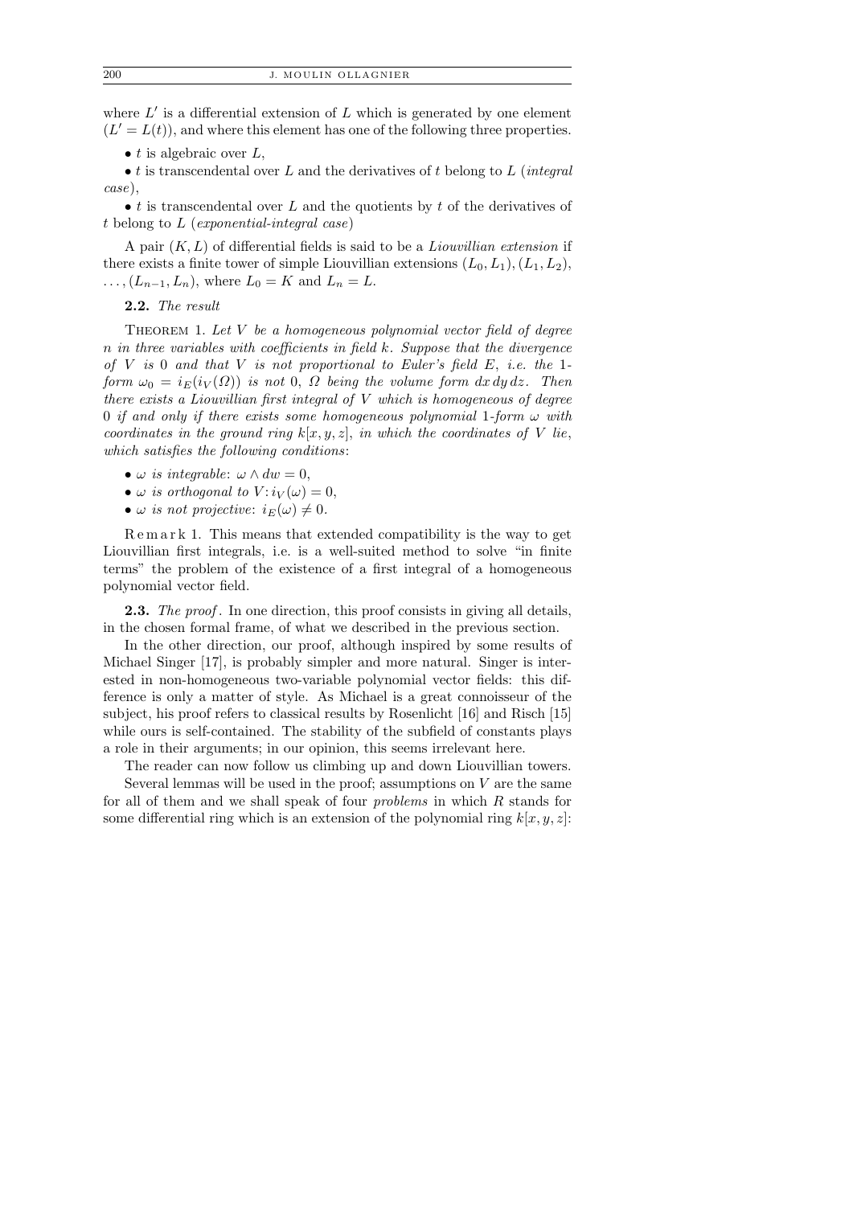where $L'$ is a differential extension of $L$ which is generated by one element ($L' = L(t)$), and where this element has one of the following three properties.

- $t$ is algebraic over $L$,
- $t$ is transcendental over $L$ and the derivatives of $t$ belong to $L$ (*integral case*),
- $t$ is transcendental over $L$ and the quotients by $t$ of the derivatives of $t$ belong to $L$ (*exponential-integral case*)

A pair $(K, L)$ of differential fields is said to be a *Liouvillian extension* if there exists a finite tower of simple Liouvillian extensions $(L_0, L_1), (L_1, L_2), \ldots, (L_{n-1}, L_n)$, where $L_0 = K$ and $L_n = L$.

**2.2.** *The result*

THEOREM 1. *Let $V$ be a homogeneous polynomial vector field of degree $n$ in three variables with coefficients in field $k$. Suppose that the divergence of $V$ is $0$ and that $V$ is not proportional to Euler's field $E$, i.e. the 1-form $\omega_0 = i_E(i_V(\Omega))$ is not $0$, $\Omega$ being the volume form $dx\,dy\,dz$. Then there exists a Liouvillian first integral of $V$ which is homogeneous of degree $0$ if and only if there exists some homogeneous polynomial 1-form $\omega$ with coordinates in the ground ring $k[x, y, z]$, in which the coordinates of $V$ lie, which satisfies the following conditions*:

- *$\omega$ is integrable*: $\omega \wedge dw = 0$,
- *$\omega$ is orthogonal to $V$*: $i_V(\omega) = 0$,
- *$\omega$ is not projective*: $i_E(\omega) \neq 0$.

Remark 1. This means that extended compatibility is the way to get Liouvillian first integrals, i.e. is a well-suited method to solve "in finite terms" the problem of the existence of a first integral of a homogeneous polynomial vector field.

**2.3.** *The proof*. In one direction, this proof consists in giving all details, in the chosen formal frame, of what we described in the previous section.

In the other direction, our proof, although inspired by some results of Michael Singer [17], is probably simpler and more natural. Singer is interested in non-homogeneous two-variable polynomial vector fields: this difference is only a matter of style. As Michael is a great connoisseur of the subject, his proof refers to classical results by Rosenlicht [16] and Risch [15] while ours is self-contained. The stability of the subfield of constants plays a role in their arguments; in our opinion, this seems irrelevant here.

The reader can now follow us climbing up and down Liouvillian towers.

Several lemmas will be used in the proof; assumptions on $V$ are the same for all of them and we shall speak of four *problems* in which $R$ stands for some differential ring which is an extension of the polynomial ring $k[x, y, z]$: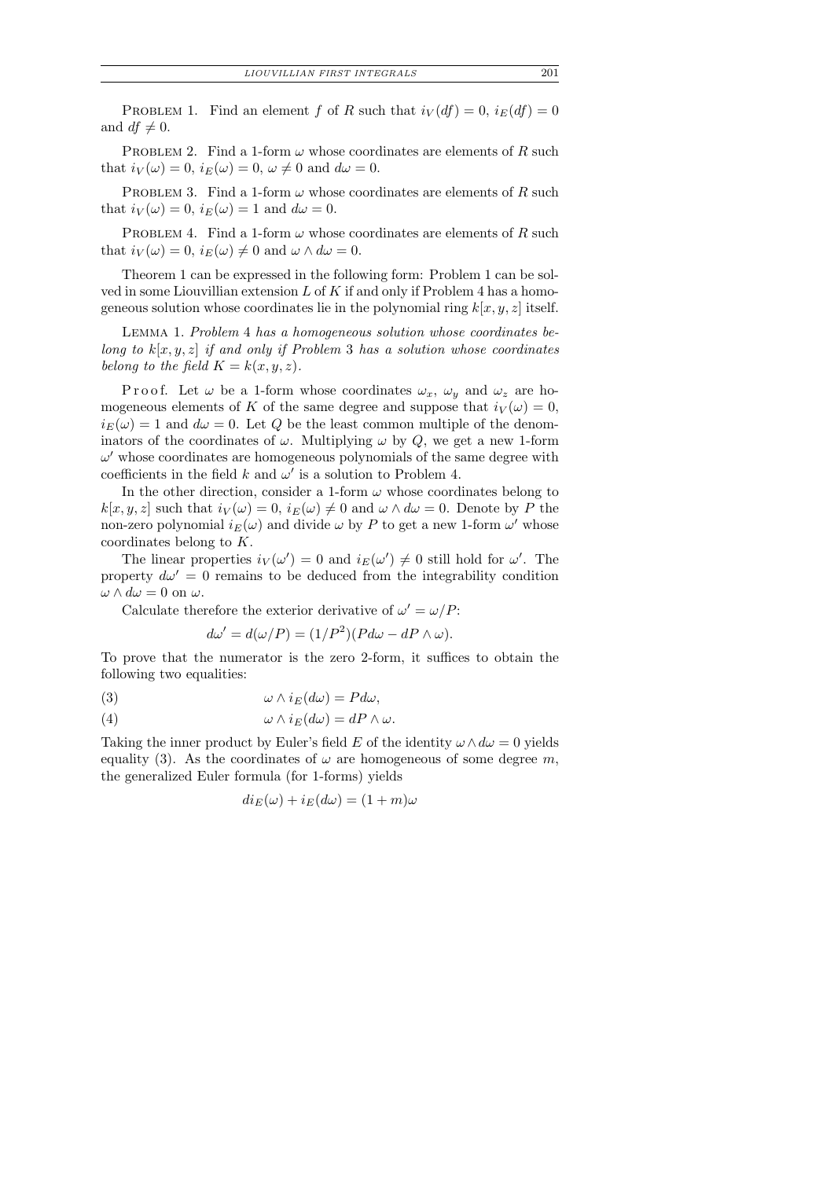Problem 1. Find an element $f$ of $R$ such that $i_V(df) = 0$, $i_E(df) = 0$ and $df \neq 0$.

Problem 2. Find a 1-form $\omega$ whose coordinates are elements of $R$ such that $i_V(\omega) = 0$, $i_E(\omega) = 0$, $\omega \neq 0$ and $d\omega = 0$.

Problem 3. Find a 1-form $\omega$ whose coordinates are elements of $R$ such that $i_V(\omega) = 0$, $i_E(\omega) = 1$ and $d\omega = 0$.

Problem 4. Find a 1-form $\omega$ whose coordinates are elements of $R$ such that $i_V(\omega) = 0$, $i_E(\omega) \neq 0$ and $\omega \wedge d\omega = 0$.

Theorem 1 can be expressed in the following form: Problem 1 can be solved in some Liouvillian extension $L$ of $K$ if and only if Problem 4 has a homogeneous solution whose coordinates lie in the polynomial ring $k[x, y, z]$ itself.

Lemma 1. *Problem* 4 *has a homogeneous solution whose coordinates belong to* $k[x, y, z]$ *if and only if Problem* 3 *has a solution whose coordinates belong to the field* $K = k(x, y, z)$.

Proof. Let $\omega$ be a 1-form whose coordinates $\omega_x$, $\omega_y$ and $\omega_z$ are homogeneous elements of $K$ of the same degree and suppose that $i_V(\omega) = 0$, $i_E(\omega) = 1$ and $d\omega = 0$. Let $Q$ be the least common multiple of the denominators of the coordinates of $\omega$. Multiplying $\omega$ by $Q$, we get a new 1-form $\omega'$ whose coordinates are homogeneous polynomials of the same degree with coefficients in the field $k$ and $\omega'$ is a solution to Problem 4.

In the other direction, consider a 1-form $\omega$ whose coordinates belong to $k[x, y, z]$ such that $i_V(\omega) = 0$, $i_E(\omega) \neq 0$ and $\omega \wedge d\omega = 0$. Denote by $P$ the non-zero polynomial $i_E(\omega)$ and divide $\omega$ by $P$ to get a new 1-form $\omega'$ whose coordinates belong to $K$.

The linear properties $i_V(\omega') = 0$ and $i_E(\omega') \neq 0$ still hold for $\omega'$. The property $d\omega' = 0$ remains to be deduced from the integrability condition $\omega \wedge d\omega = 0$ on $\omega$.

Calculate therefore the exterior derivative of $\omega' = \omega/P$:

$$d\omega' = d(\omega/P) = (1/P^2)(Pd\omega - dP \wedge \omega).$$

To prove that the numerator is the zero 2-form, it suffices to obtain the following two equalities:

$$\omega \wedge i_E(d\omega) = Pd\omega, \tag{3}$$

$$\omega \wedge i_E(d\omega) = dP \wedge \omega. \tag{4}$$

Taking the inner product by Euler's field $E$ of the identity $\omega \wedge d\omega = 0$ yields equality (3). As the coordinates of $\omega$ are homogeneous of some degree $m$, the generalized Euler formula (for 1-forms) yields

$$di_E(\omega) + i_E(d\omega) = (1 + m)\omega$$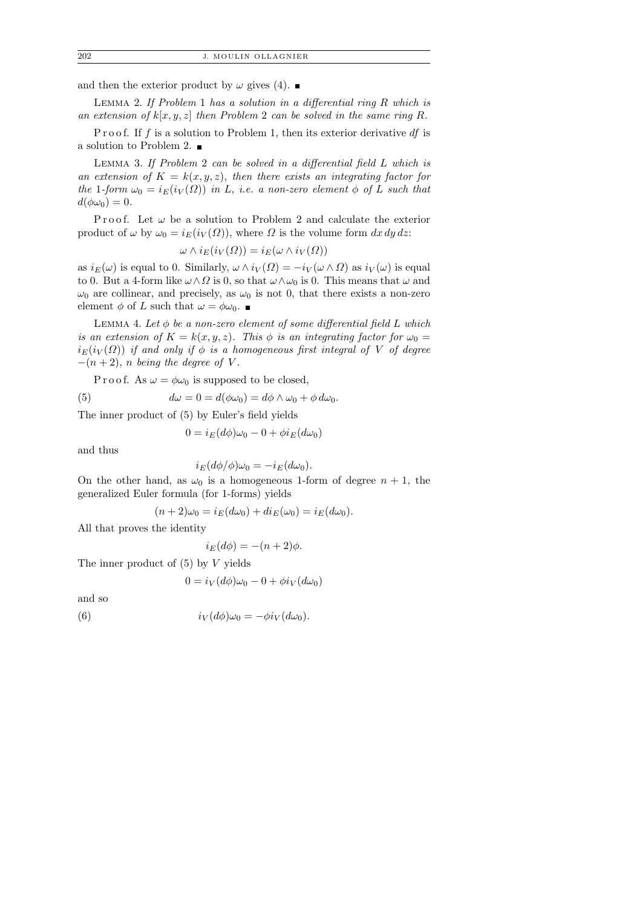and then the exterior product by $\omega$ gives (4). ∎

LEMMA 2. *If Problem* 1 *has a solution in a differential ring* $R$ *which is an extension of* $k[x, y, z]$ *then Problem* 2 *can be solved in the same ring* $R$.

Proof. If $f$ is a solution to Problem 1, then its exterior derivative $df$ is a solution to Problem 2. ∎

LEMMA 3. *If Problem* 2 *can be solved in a differential field* $L$ *which is an extension of* $K = k(x, y, z)$, *then there exists an integrating factor for the* 1*-form* $\omega_0 = i_E(i_V(\Omega))$ *in* $L$, *i.e. a non-zero element* $\phi$ *of* $L$ *such that* $d(\phi\omega_0) = 0$.

Proof. Let $\omega$ be a solution to Problem 2 and calculate the exterior product of $\omega$ by $\omega_0 = i_E(i_V(\Omega))$, where $\Omega$ is the volume form $dx\,dy\,dz$:

$$\omega \wedge i_E(i_V(\Omega)) = i_E(\omega \wedge i_V(\Omega))$$

as $i_E(\omega)$ is equal to 0. Similarly, $\omega \wedge i_V(\Omega) = -i_V(\omega \wedge \Omega)$ as $i_V(\omega)$ is equal to 0. But a 4-form like $\omega \wedge \Omega$ is 0, so that $\omega \wedge \omega_0$ is 0. This means that $\omega$ and $\omega_0$ are collinear, and precisely, as $\omega_0$ is not 0, that there exists a non-zero element $\phi$ of $L$ such that $\omega = \phi\omega_0$. ∎

LEMMA 4. *Let* $\phi$ *be a non-zero element of some differential field* $L$ *which is an extension of* $K = k(x, y, z)$. *This* $\phi$ *is an integrating factor for* $\omega_0 = i_E(i_V(\Omega))$ *if and only if* $\phi$ *is a homogeneous first integral of* $V$ *of degree* $-(n + 2)$, $n$ *being the degree of* $V$.

Proof. As $\omega = \phi\omega_0$ is supposed to be closed,

$$d\omega = 0 = d(\phi\omega_0) = d\phi \wedge \omega_0 + \phi\, d\omega_0. \tag{5}$$

The inner product of (5) by Euler's field yields

$$0 = i_E(d\phi)\omega_0 - 0 + \phi i_E(d\omega_0)$$

and thus

$$i_E(d\phi/\phi)\omega_0 = -i_E(d\omega_0).$$

On the other hand, as $\omega_0$ is a homogeneous 1-form of degree $n + 1$, the generalized Euler formula (for 1-forms) yields

$$(n + 2)\omega_0 = i_E(d\omega_0) + di_E(\omega_0) = i_E(d\omega_0).$$

All that proves the identity

$$i_E(d\phi) = -(n + 2)\phi.$$

The inner product of (5) by $V$ yields

$$0 = i_V(d\phi)\omega_0 - 0 + \phi i_V(d\omega_0)$$

and so

$$i_V(d\phi)\omega_0 = -\phi i_V(d\omega_0). \tag{6}$$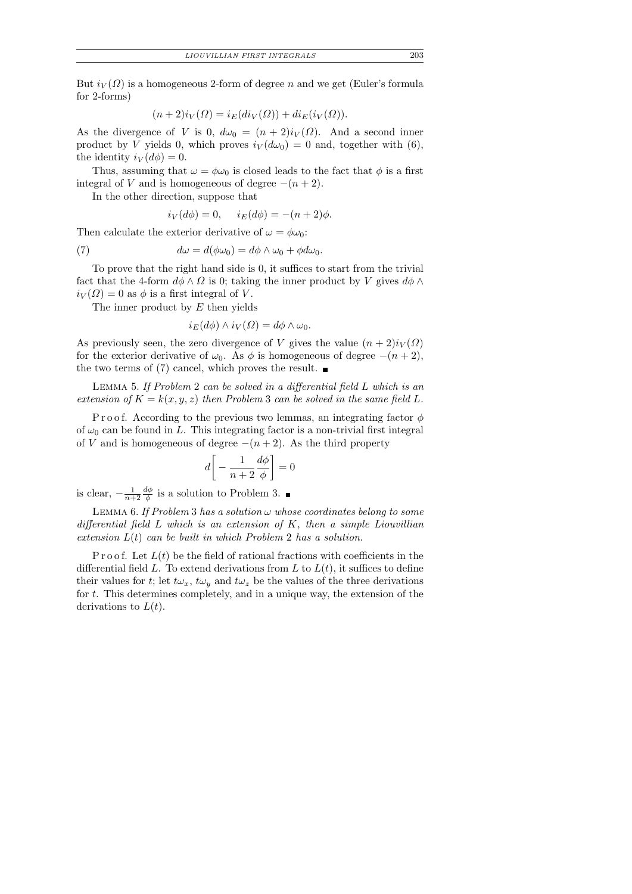But $i_V(\Omega)$ is a homogeneous 2-form of degree $n$ and we get (Euler's formula for 2-forms)

$$(n+2)i_V(\Omega) = i_E(di_V(\Omega)) + di_E(i_V(\Omega)).$$

As the divergence of $V$ is 0, $d\omega_0 = (n+2)i_V(\Omega)$. And a second inner product by $V$ yields 0, which proves $i_V(d\omega_0) = 0$ and, together with (6), the identity $i_V(d\phi) = 0$.

Thus, assuming that $\omega = \phi\omega_0$ is closed leads to the fact that $\phi$ is a first integral of $V$ and is homogeneous of degree $-(n+2)$.

In the other direction, suppose that

$$i_V(d\phi) = 0, \quad i_E(d\phi) = -(n+2)\phi.$$

Then calculate the exterior derivative of $\omega = \phi\omega_0$:

$$d\omega = d(\phi\omega_0) = d\phi \wedge \omega_0 + \phi d\omega_0. \tag{7}$$

To prove that the right hand side is 0, it suffices to start from the trivial fact that the 4-form $d\phi \wedge \Omega$ is 0; taking the inner product by $V$ gives $d\phi \wedge i_V(\Omega) = 0$ as $\phi$ is a first integral of $V$.

The inner product by $E$ then yields

$$i_E(d\phi) \wedge i_V(\Omega) = d\phi \wedge \omega_0.$$

As previously seen, the zero divergence of $V$ gives the value $(n+2)i_V(\Omega)$ for the exterior derivative of $\omega_0$. As $\phi$ is homogeneous of degree $-(n+2)$, the two terms of (7) cancel, which proves the result. ∎

Lemma 5. *If Problem* 2 *can be solved in a differential field $L$ which is an extension of $K = k(x, y, z)$ then Problem* 3 *can be solved in the same field $L$.*

Proof. According to the previous two lemmas, an integrating factor $\phi$ of $\omega_0$ can be found in $L$. This integrating factor is a non-trivial first integral of $V$ and is homogeneous of degree $-(n+2)$. As the third property

$$d\left[-\frac{1}{n+2}\frac{d\phi}{\phi}\right] = 0$$

is clear, $-\frac{1}{n+2}\frac{d\phi}{\phi}$ is a solution to Problem 3. ∎

Lemma 6. *If Problem* 3 *has a solution $\omega$ whose coordinates belong to some differential field $L$ which is an extension of $K$, then a simple Liouvillian extension $L(t)$ can be built in which Problem* 2 *has a solution.*

Proof. Let $L(t)$ be the field of rational fractions with coefficients in the differential field $L$. To extend derivations from $L$ to $L(t)$, it suffices to define their values for $t$; let $t\omega_x$, $t\omega_y$ and $t\omega_z$ be the values of the three derivations for $t$. This determines completely, and in a unique way, the extension of the derivations to $L(t)$.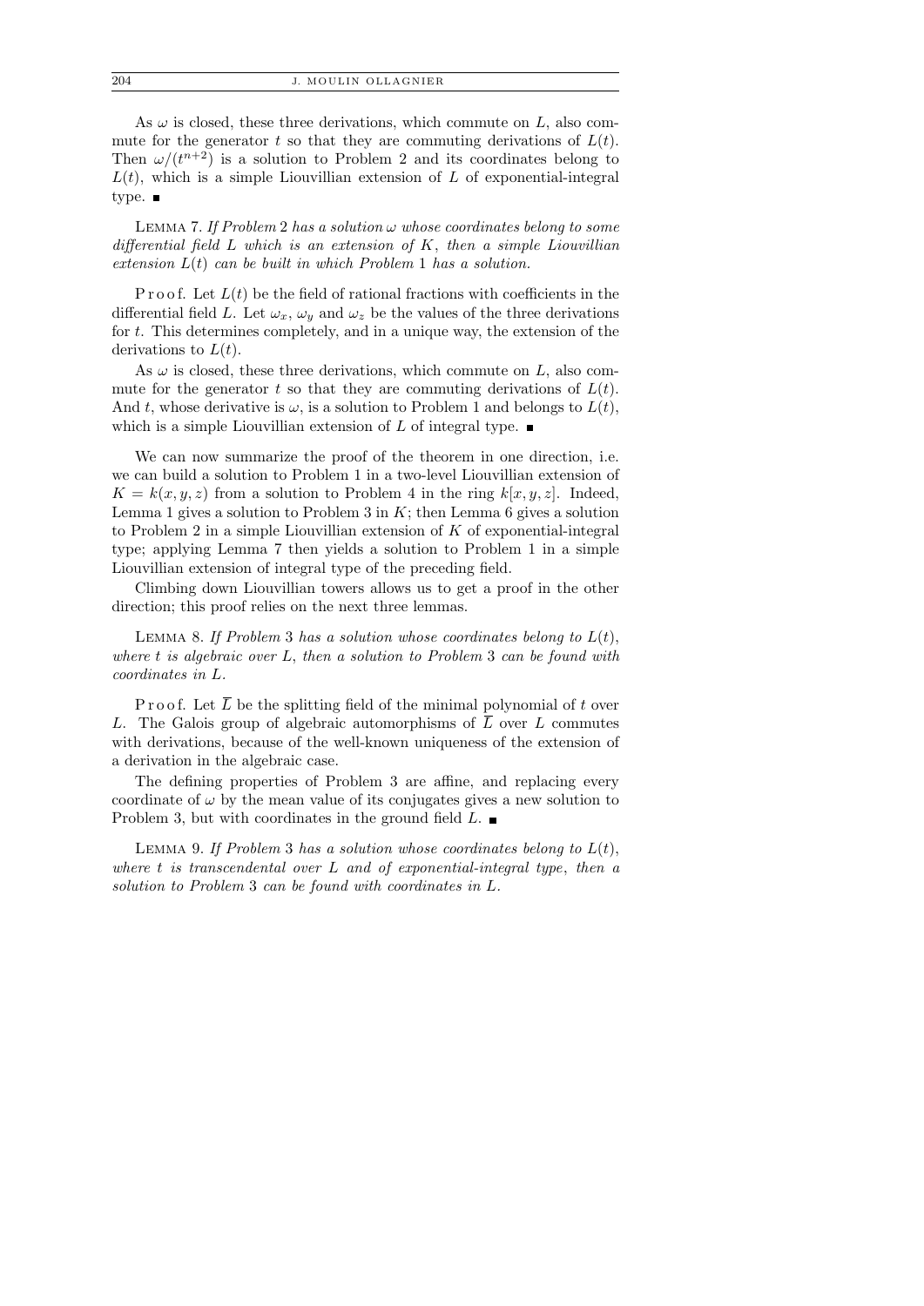As $\omega$ is closed, these three derivations, which commute on $L$, also commute for the generator $t$ so that they are commuting derivations of $L(t)$. Then $\omega/(t^{n+2})$ is a solution to Problem 2 and its coordinates belong to $L(t)$, which is a simple Liouvillian extension of $L$ of exponential-integral type. ■

LEMMA 7. *If Problem* 2 *has a solution* $\omega$ *whose coordinates belong to some differential field* $L$ *which is an extension of* $K$, *then a simple Liouvillian extension* $L(t)$ *can be built in which Problem* 1 *has a solution.*

Proof. Let $L(t)$ be the field of rational fractions with coefficients in the differential field $L$. Let $\omega_x$, $\omega_y$ and $\omega_z$ be the values of the three derivations for $t$. This determines completely, and in a unique way, the extension of the derivations to $L(t)$.

As $\omega$ is closed, these three derivations, which commute on $L$, also commute for the generator $t$ so that they are commuting derivations of $L(t)$. And $t$, whose derivative is $\omega$, is a solution to Problem 1 and belongs to $L(t)$, which is a simple Liouvillian extension of $L$ of integral type. ■

We can now summarize the proof of the theorem in one direction, i.e. we can build a solution to Problem 1 in a two-level Liouvillian extension of $K = k(x, y, z)$ from a solution to Problem 4 in the ring $k[x, y, z]$. Indeed, Lemma 1 gives a solution to Problem 3 in $K$; then Lemma 6 gives a solution to Problem 2 in a simple Liouvillian extension of $K$ of exponential-integral type; applying Lemma 7 then yields a solution to Problem 1 in a simple Liouvillian extension of integral type of the preceding field.

Climbing down Liouvillian towers allows us to get a proof in the other direction; this proof relies on the next three lemmas.

LEMMA 8. *If Problem* 3 *has a solution whose coordinates belong to* $L(t)$, *where* $t$ *is algebraic over* $L$, *then a solution to Problem* 3 *can be found with coordinates in* $L$.

Proof. Let $\overline{L}$ be the splitting field of the minimal polynomial of $t$ over $L$. The Galois group of algebraic automorphisms of $\overline{L}$ over $L$ commutes with derivations, because of the well-known uniqueness of the extension of a derivation in the algebraic case.

The defining properties of Problem 3 are affine, and replacing every coordinate of $\omega$ by the mean value of its conjugates gives a new solution to Problem 3, but with coordinates in the ground field $L$. ■

LEMMA 9. *If Problem* 3 *has a solution whose coordinates belong to* $L(t)$, *where* $t$ *is transcendental over* $L$ *and of exponential-integral type*, *then a solution to Problem* 3 *can be found with coordinates in* $L$.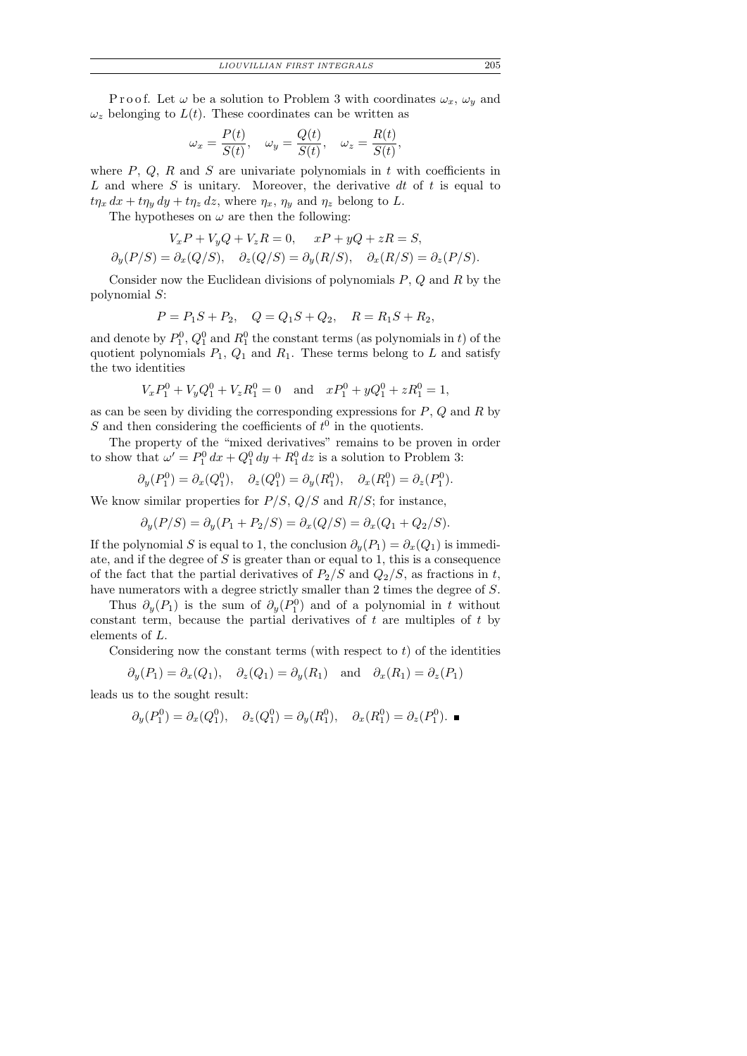P r o o f. Let $\omega$ be a solution to Problem 3 with coordinates $\omega_x$, $\omega_y$ and $\omega_z$ belonging to $L(t)$. These coordinates can be written as

$$\omega_x = \frac{P(t)}{S(t)}, \quad \omega_y = \frac{Q(t)}{S(t)}, \quad \omega_z = \frac{R(t)}{S(t)},$$

where $P$, $Q$, $R$ and $S$ are univariate polynomials in $t$ with coefficients in $L$ and where $S$ is unitary. Moreover, the derivative $dt$ of $t$ is equal to $t\eta_x\, dx + t\eta_y\, dy + t\eta_z\, dz$, where $\eta_x$, $\eta_y$ and $\eta_z$ belong to $L$.

The hypotheses on $\omega$ are then the following:

$$V_xP + V_yQ + V_zR = 0, \quad xP + yQ + zR = S,$$
$$\partial_y(P/S) = \partial_x(Q/S), \quad \partial_z(Q/S) = \partial_y(R/S), \quad \partial_x(R/S) = \partial_z(P/S).$$

Consider now the Euclidean divisions of polynomials $P$, $Q$ and $R$ by the polynomial $S$:

$$P = P_1S + P_2, \quad Q = Q_1S + Q_2, \quad R = R_1S + R_2,$$

and denote by $P_1^0$, $Q_1^0$ and $R_1^0$ the constant terms (as polynomials in $t$) of the quotient polynomials $P_1$, $Q_1$ and $R_1$. These terms belong to $L$ and satisfy the two identities

$$V_xP_1^0 + V_yQ_1^0 + V_zR_1^0 = 0 \quad \text{and} \quad xP_1^0 + yQ_1^0 + zR_1^0 = 1,$$

as can be seen by dividing the corresponding expressions for $P$, $Q$ and $R$ by $S$ and then considering the coefficients of $t^0$ in the quotients.

The property of the "mixed derivatives" remains to be proven in order to show that $\omega' = P_1^0\, dx + Q_1^0\, dy + R_1^0\, dz$ is a solution to Problem 3:

$$\partial_y(P_1^0) = \partial_x(Q_1^0), \quad \partial_z(Q_1^0) = \partial_y(R_1^0), \quad \partial_x(R_1^0) = \partial_z(P_1^0).$$

We know similar properties for $P/S$, $Q/S$ and $R/S$; for instance,

$$\partial_y(P/S) = \partial_y(P_1 + P_2/S) = \partial_x(Q/S) = \partial_x(Q_1 + Q_2/S).$$

If the polynomial $S$ is equal to 1, the conclusion $\partial_y(P_1) = \partial_x(Q_1)$ is immediate, and if the degree of $S$ is greater than or equal to 1, this is a consequence of the fact that the partial derivatives of $P_2/S$ and $Q_2/S$, as fractions in $t$, have numerators with a degree strictly smaller than 2 times the degree of $S$.

Thus $\partial_y(P_1)$ is the sum of $\partial_y(P_1^0)$ and of a polynomial in $t$ without constant term, because the partial derivatives of $t$ are multiples of $t$ by elements of $L$.

Considering now the constant terms (with respect to $t$) of the identities

$$\partial_y(P_1) = \partial_x(Q_1), \quad \partial_z(Q_1) = \partial_y(R_1) \quad \text{and} \quad \partial_x(R_1) = \partial_z(P_1)$$

leads us to the sought result:

$$\partial_y(P_1^0) = \partial_x(Q_1^0), \quad \partial_z(Q_1^0) = \partial_y(R_1^0), \quad \partial_x(R_1^0) = \partial_z(P_1^0). \;\blacksquare$$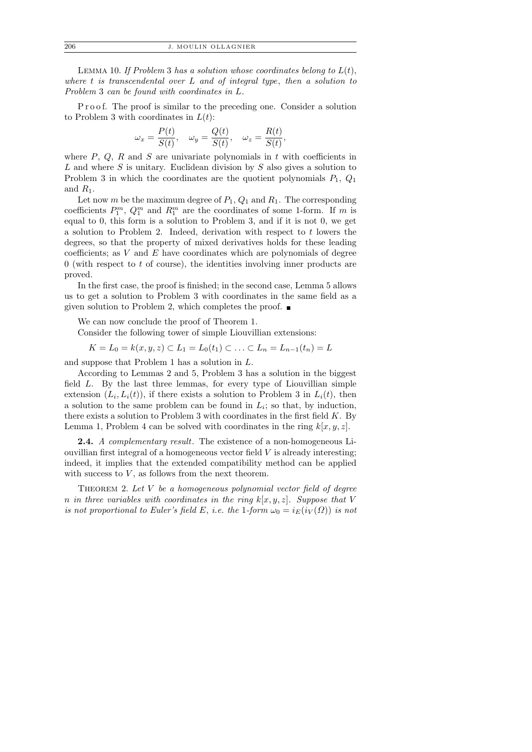LEMMA 10. *If Problem 3 has a solution whose coordinates belong to $L(t)$, where $t$ is transcendental over $L$ and of integral type, then a solution to Problem 3 can be found with coordinates in $L$.*

Proof. The proof is similar to the preceding one. Consider a solution to Problem 3 with coordinates in $L(t)$:

$$\omega_x = \frac{P(t)}{S(t)}, \quad \omega_y = \frac{Q(t)}{S(t)}, \quad \omega_z = \frac{R(t)}{S(t)},$$

where $P$, $Q$, $R$ and $S$ are univariate polynomials in $t$ with coefficients in $L$ and where $S$ is unitary. Euclidean division by $S$ also gives a solution to Problem 3 in which the coordinates are the quotient polynomials $P_1$, $Q_1$ and $R_1$.

Let now $m$ be the maximum degree of $P_1$, $Q_1$ and $R_1$. The corresponding coefficients $P_1^m$, $Q_1^m$ and $R_1^m$ are the coordinates of some 1-form. If $m$ is equal to 0, this form is a solution to Problem 3, and if it is not 0, we get a solution to Problem 2. Indeed, derivation with respect to $t$ lowers the degrees, so that the property of mixed derivatives holds for these leading coefficients; as $V$ and $E$ have coordinates which are polynomials of degree 0 (with respect to $t$ of course), the identities involving inner products are proved.

In the first case, the proof is finished; in the second case, Lemma 5 allows us to get a solution to Problem 3 with coordinates in the same field as a given solution to Problem 2, which completes the proof. ■

We can now conclude the proof of Theorem 1.

Consider the following tower of simple Liouvillian extensions:

$$K = L_0 = k(x, y, z) \subset L_1 = L_0(t_1) \subset \ldots \subset L_n = L_{n-1}(t_n) = L$$

and suppose that Problem 1 has a solution in $L$.

According to Lemmas 2 and 5, Problem 3 has a solution in the biggest field $L$. By the last three lemmas, for every type of Liouvillian simple extension $(L_i, L_i(t))$, if there exists a solution to Problem 3 in $L_i(t)$, then a solution to the same problem can be found in $L_i$; so that, by induction, there exists a solution to Problem 3 with coordinates in the first field $K$. By Lemma 1, Problem 4 can be solved with coordinates in the ring $k[x, y, z]$.

**2.4.** *A complementary result*. The existence of a non-homogeneous Liouvillian first integral of a homogeneous vector field $V$ is already interesting; indeed, it implies that the extended compatibility method can be applied with success to $V$, as follows from the next theorem.

THEOREM 2. *Let $V$ be a homogeneous polynomial vector field of degree $n$ in three variables with coordinates in the ring $k[x, y, z]$. Suppose that $V$ is not proportional to Euler's field $E$, i.e. the 1-form $\omega_0 = i_E(i_V(\Omega))$ is not*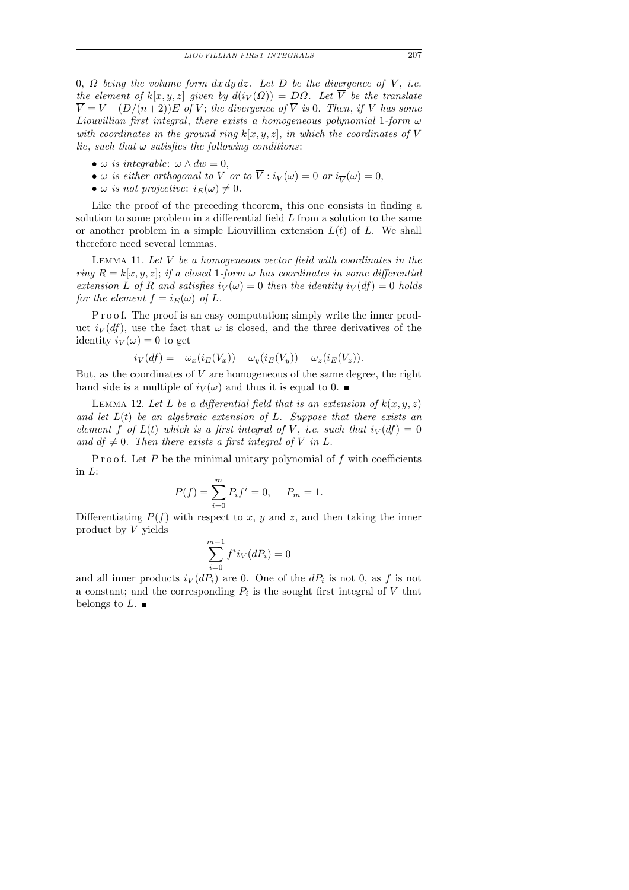0, $\Omega$ *being the volume form* $dx\,dy\,dz$. *Let* $D$ *be the divergence of* $V$, *i.e. the element of* $k[x,y,z]$ *given by* $d(i_V(\Omega)) = D\Omega$. *Let* $\overline{V}$ *be the translate* $\overline{V} = V - (D/(n+2))E$ *of* $V$; *the divergence of* $\overline{V}$ *is* 0. *Then, if* $V$ *has some Liouvillian first integral*, *there exists a homogeneous polynomial* 1-*form* $\omega$ *with coordinates in the ground ring* $k[x,y,z]$, *in which the coordinates of* $V$ *lie, such that* $\omega$ *satisfies the following conditions*:

- $\omega$ *is integrable*: $\omega \wedge dw = 0$,
- $\omega$ *is either orthogonal to* $V$ *or to* $\overline{V}$ : $i_V(\omega) = 0$ *or* $i_{\overline{V}}(\omega) = 0$,
- $\omega$ *is not projective*: $i_E(\omega) \neq 0$.

Like the proof of the preceding theorem, this one consists in finding a solution to some problem in a differential field $L$ from a solution to the same or another problem in a simple Liouvillian extension $L(t)$ of $L$. We shall therefore need several lemmas.

Lemma 11. *Let* $V$ *be a homogeneous vector field with coordinates in the ring* $R = k[x,y,z]$; *if a closed* 1-*form* $\omega$ *has coordinates in some differential extension* $L$ *of* $R$ *and satisfies* $i_V(\omega) = 0$ *then the identity* $i_V(df) = 0$ *holds for the element* $f = i_E(\omega)$ *of* $L$.

Proof. The proof is an easy computation; simply write the inner product $i_V(df)$, use the fact that $\omega$ is closed, and the three derivatives of the identity $i_V(\omega) = 0$ to get

$$i_V(df) = -\omega_x(i_E(V_x)) - \omega_y(i_E(V_y)) - \omega_z(i_E(V_z)).$$

But, as the coordinates of $V$ are homogeneous of the same degree, the right hand side is a multiple of $i_V(\omega)$ and thus it is equal to 0. ∎

Lemma 12. *Let* $L$ *be a differential field that is an extension of* $k(x,y,z)$ *and let* $L(t)$ *be an algebraic extension of* $L$. *Suppose that there exists an element* $f$ *of* $L(t)$ *which is a first integral of* $V$, *i.e. such that* $i_V(df) = 0$ *and* $df \neq 0$. *Then there exists a first integral of* $V$ *in* $L$.

Proof. Let $P$ be the minimal unitary polynomial of $f$ with coefficients in $L$:

$$P(f) = \sum_{i=0}^{m} P_i f^i = 0, \qquad P_m = 1.$$

Differentiating $P(f)$ with respect to $x$, $y$ and $z$, and then taking the inner product by $V$ yields

$$\sum_{i=0}^{m-1} f^i i_V(dP_i) = 0$$

and all inner products $i_V(dP_i)$ are 0. One of the $dP_i$ is not 0, as $f$ is not a constant; and the corresponding $P_i$ is the sought first integral of $V$ that belongs to $L$. ∎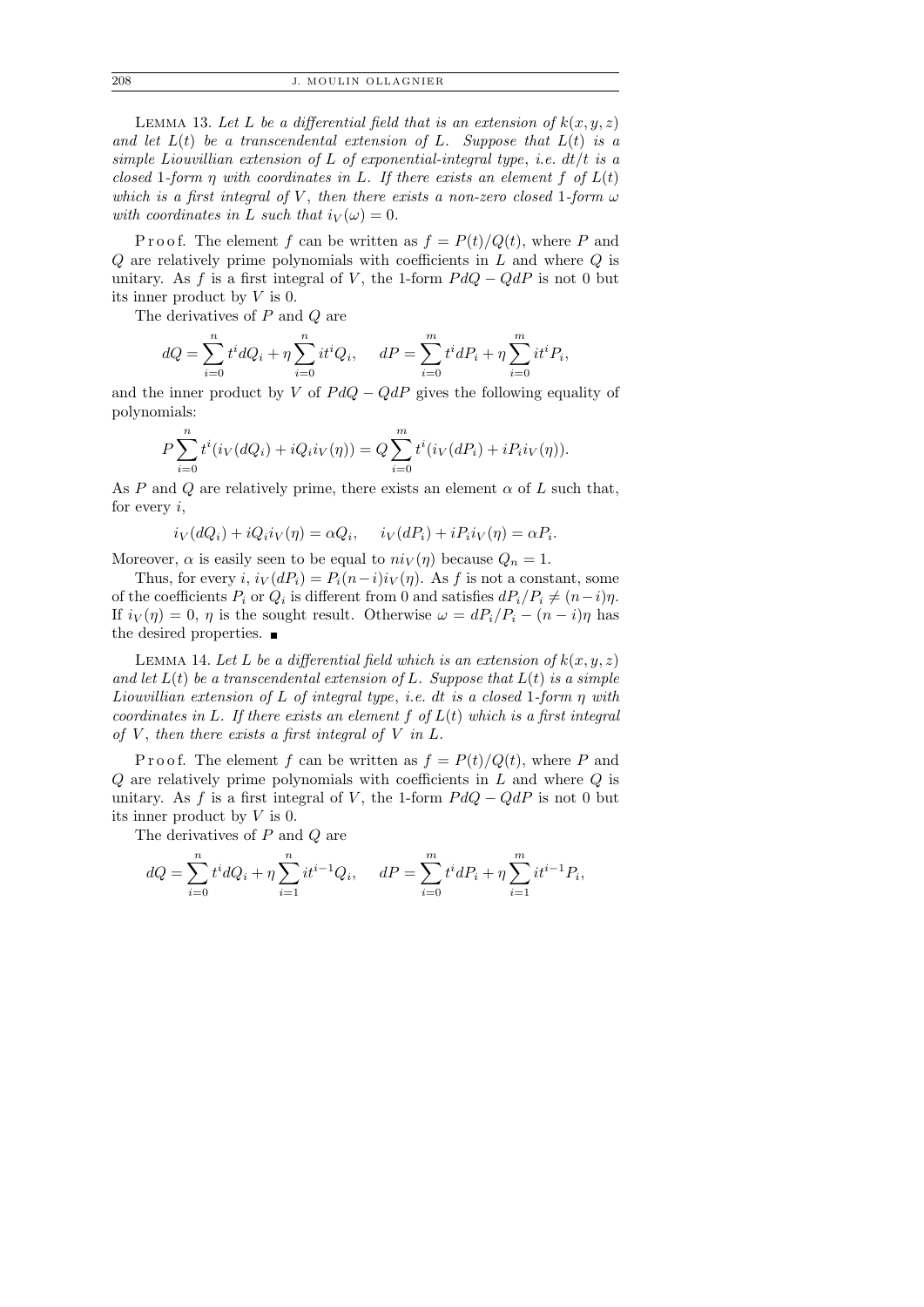LEMMA 13. *Let $L$ be a differential field that is an extension of $k(x, y, z)$ and let $L(t)$ be a transcendental extension of $L$. Suppose that $L(t)$ is a simple Liouvillian extension of $L$ of exponential-integral type, i.e. $dt/t$ is a closed 1-form $\eta$ with coordinates in $L$. If there exists an element $f$ of $L(t)$ which is a first integral of $V$, then there exists a non-zero closed 1-form $\omega$ with coordinates in $L$ such that $i_V(\omega) = 0$.*

Proof. The element $f$ can be written as $f = P(t)/Q(t)$, where $P$ and $Q$ are relatively prime polynomials with coefficients in $L$ and where $Q$ is unitary. As $f$ is a first integral of $V$, the 1-form $PdQ - QdP$ is not 0 but its inner product by $V$ is 0.

The derivatives of $P$ and $Q$ are

$$dQ = \sum_{i=0}^{n} t^i dQ_i + \eta \sum_{i=0}^{n} it^i Q_i, \quad dP = \sum_{i=0}^{m} t^i dP_i + \eta \sum_{i=0}^{m} it^i P_i,$$

and the inner product by $V$ of $PdQ - QdP$ gives the following equality of polynomials:

$$P \sum_{i=0}^{n} t^i (i_V(dQ_i) + iQ_i i_V(\eta)) = Q \sum_{i=0}^{m} t^i (i_V(dP_i) + iP_i i_V(\eta)).$$

As $P$ and $Q$ are relatively prime, there exists an element $\alpha$ of $L$ such that, for every $i$,

$$i_V(dQ_i) + iQ_i i_V(\eta) = \alpha Q_i, \quad i_V(dP_i) + iP_i i_V(\eta) = \alpha P_i.$$

Moreover, $\alpha$ is easily seen to be equal to $ni_V(\eta)$ because $Q_n = 1$.

Thus, for every $i$, $i_V(dP_i) = P_i(n-i)i_V(\eta)$. As $f$ is not a constant, some of the coefficients $P_i$ or $Q_i$ is different from 0 and satisfies $dP_i/P_i \neq (n-i)\eta$. If $i_V(\eta) = 0$, $\eta$ is the sought result. Otherwise $\omega = dP_i/P_i - (n-i)\eta$ has the desired properties. ∎

LEMMA 14. *Let $L$ be a differential field which is an extension of $k(x, y, z)$ and let $L(t)$ be a transcendental extension of $L$. Suppose that $L(t)$ is a simple Liouvillian extension of $L$ of integral type, i.e. $dt$ is a closed 1-form $\eta$ with coordinates in $L$. If there exists an element $f$ of $L(t)$ which is a first integral of $V$, then there exists a first integral of $V$ in $L$.*

Proof. The element $f$ can be written as $f = P(t)/Q(t)$, where $P$ and $Q$ are relatively prime polynomials with coefficients in $L$ and where $Q$ is unitary. As $f$ is a first integral of $V$, the 1-form $PdQ - QdP$ is not 0 but its inner product by $V$ is 0.

The derivatives of $P$ and $Q$ are

$$dQ = \sum_{i=0}^{n} t^i dQ_i + \eta \sum_{i=1}^{n} it^{i-1} Q_i, \quad dP = \sum_{i=0}^{m} t^i dP_i + \eta \sum_{i=1}^{m} it^{i-1} P_i,$$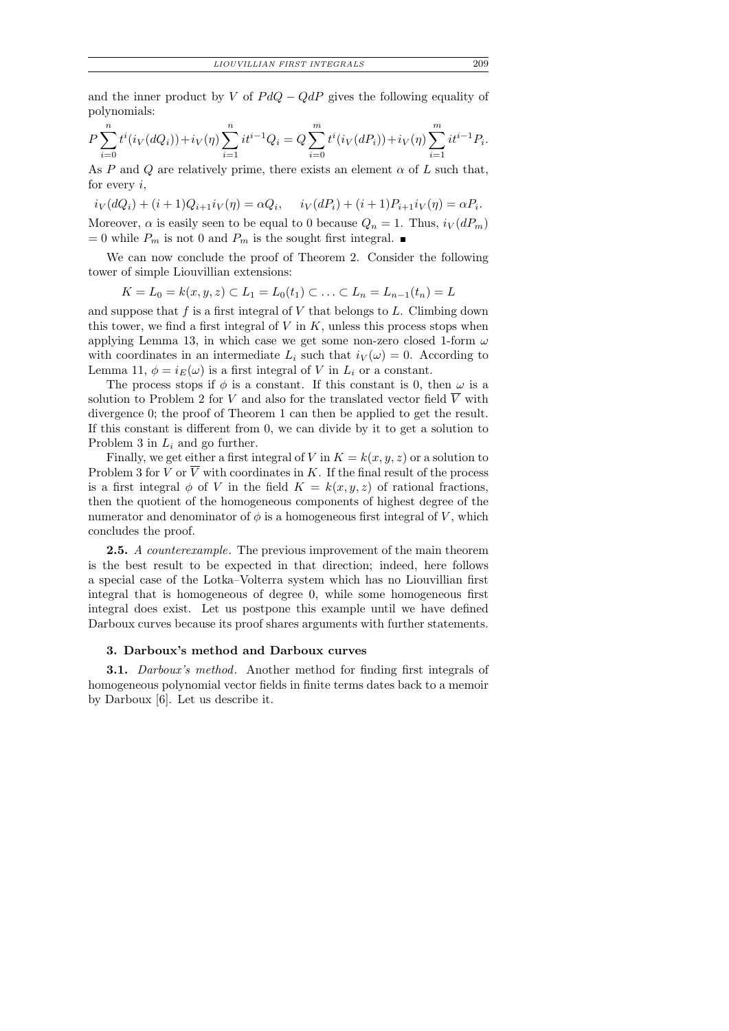and the inner product by $V$ of $PdQ - QdP$ gives the following equality of polynomials:

$$P\sum_{i=0}^{n} t^i(i_V(dQ_i)) + i_V(\eta)\sum_{i=1}^{n} it^{i-1}Q_i = Q\sum_{i=0}^{m} t^i(i_V(dP_i)) + i_V(\eta)\sum_{i=1}^{m} it^{i-1}P_i.$$

As $P$ and $Q$ are relatively prime, there exists an element $\alpha$ of $L$ such that, for every $i$,

$$i_V(dQ_i) + (i+1)Q_{i+1}i_V(\eta) = \alpha Q_i, \quad i_V(dP_i) + (i+1)P_{i+1}i_V(\eta) = \alpha P_i.$$

Moreover, $\alpha$ is easily seen to be equal to 0 because $Q_n = 1$. Thus, $i_V(dP_m) = 0$ while $P_m$ is not 0 and $P_m$ is the sought first integral. ∎

We can now conclude the proof of Theorem 2. Consider the following tower of simple Liouvillian extensions:

$$K = L_0 = k(x, y, z) \subset L_1 = L_0(t_1) \subset \ldots \subset L_n = L_{n-1}(t_n) = L$$

and suppose that $f$ is a first integral of $V$ that belongs to $L$. Climbing down this tower, we find a first integral of $V$ in $K$, unless this process stops when applying Lemma 13, in which case we get some non-zero closed 1-form $\omega$ with coordinates in an intermediate $L_i$ such that $i_V(\omega) = 0$. According to Lemma 11, $\phi = i_E(\omega)$ is a first integral of $V$ in $L_i$ or a constant.

The process stops if $\phi$ is a constant. If this constant is 0, then $\omega$ is a solution to Problem 2 for $V$ and also for the translated vector field $\overline{V}$ with divergence 0; the proof of Theorem 1 can then be applied to get the result. If this constant is different from 0, we can divide by it to get a solution to Problem 3 in $L_i$ and go further.

Finally, we get either a first integral of $V$ in $K = k(x, y, z)$ or a solution to Problem 3 for $V$ or $\overline{V}$ with coordinates in $K$. If the final result of the process is a first integral $\phi$ of $V$ in the field $K = k(x, y, z)$ of rational fractions, then the quotient of the homogeneous components of highest degree of the numerator and denominator of $\phi$ is a homogeneous first integral of $V$, which concludes the proof.

**2.5.** *A counterexample*. The previous improvement of the main theorem is the best result to be expected in that direction; indeed, here follows a special case of the Lotka–Volterra system which has no Liouvillian first integral that is homogeneous of degree 0, while some homogeneous first integral does exist. Let us postpone this example until we have defined Darboux curves because its proof shares arguments with further statements.

## 3. Darboux's method and Darboux curves

**3.1.** *Darboux's method*. Another method for finding first integrals of homogeneous polynomial vector fields in finite terms dates back to a memoir by Darboux [6]. Let us describe it.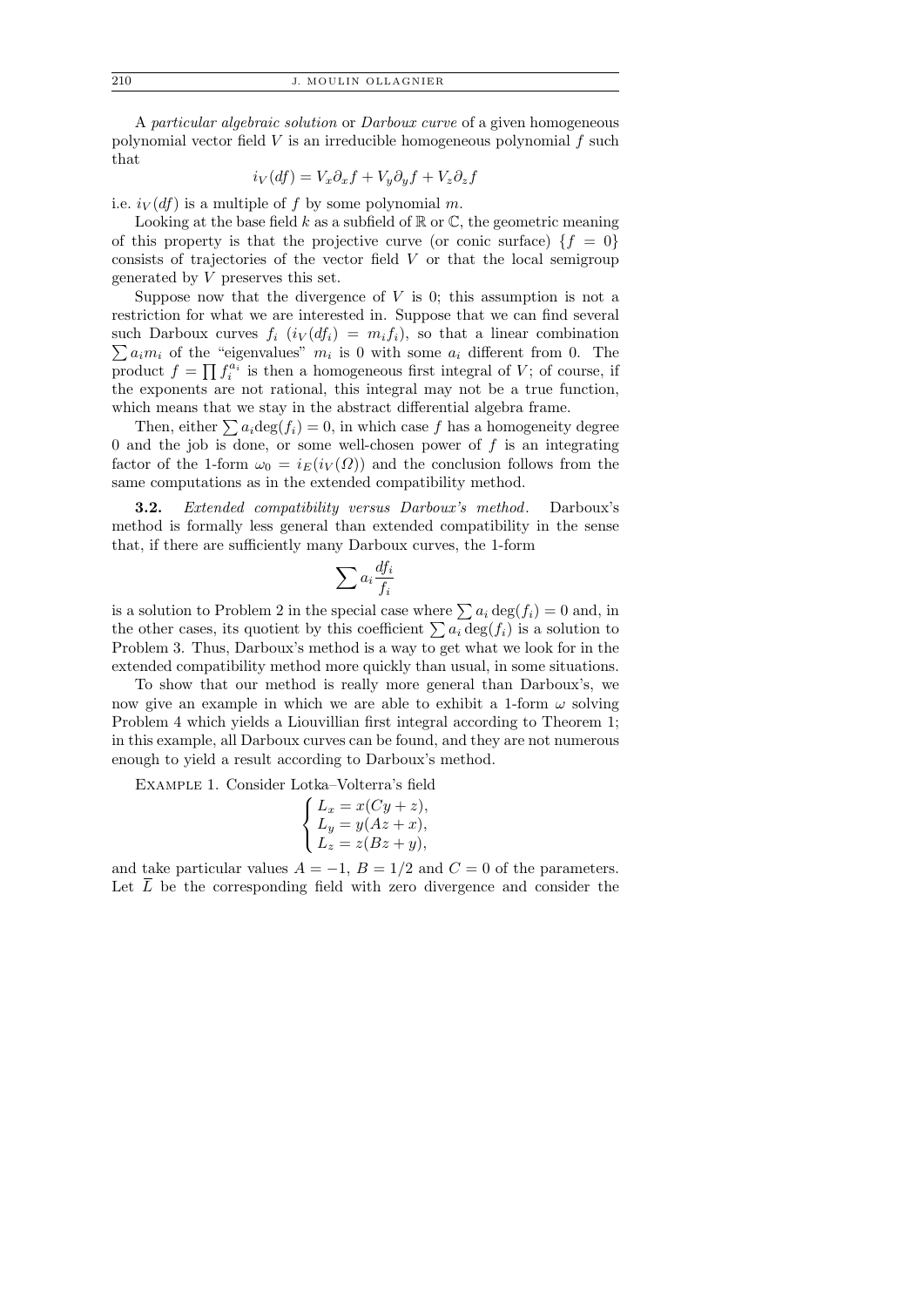A *particular algebraic solution* or *Darboux curve* of a given homogeneous polynomial vector field $V$ is an irreducible homogeneous polynomial $f$ such that

$$i_V(df) = V_x\partial_x f + V_y\partial_y f + V_z\partial_z f$$

i.e. $i_V(df)$ is a multiple of $f$ by some polynomial $m$.

Looking at the base field $k$ as a subfield of $\mathbb{R}$ or $\mathbb{C}$, the geometric meaning of this property is that the projective curve (or conic surface) $\{f = 0\}$ consists of trajectories of the vector field $V$ or that the local semigroup generated by $V$ preserves this set.

Suppose now that the divergence of $V$ is 0; this assumption is not a restriction for what we are interested in. Suppose that we can find several such Darboux curves $f_i$ ($i_V(df_i) = m_i f_i$), so that a linear combination $\sum a_i m_i$ of the "eigenvalues" $m_i$ is 0 with some $a_i$ different from 0. The product $f = \prod f_i^{a_i}$ is then a homogeneous first integral of $V$; of course, if the exponents are not rational, this integral may not be a true function, which means that we stay in the abstract differential algebra frame.

Then, either $\sum a_i \mathrm{deg}(f_i) = 0$, in which case $f$ has a homogeneity degree 0 and the job is done, or some well-chosen power of $f$ is an integrating factor of the 1-form $\omega_0 = i_E(i_V(\Omega))$ and the conclusion follows from the same computations as in the extended compatibility method.

**3.2.** *Extended compatibility versus Darboux's method*. Darboux's method is formally less general than extended compatibility in the sense that, if there are sufficiently many Darboux curves, the 1-form

$$\sum a_i \frac{df_i}{f_i}$$

is a solution to Problem 2 in the special case where $\sum a_i \deg(f_i) = 0$ and, in the other cases, its quotient by this coefficient $\sum a_i \deg(f_i)$ is a solution to Problem 3. Thus, Darboux's method is a way to get what we look for in the extended compatibility method more quickly than usual, in some situations.

To show that our method is really more general than Darboux's, we now give an example in which we are able to exhibit a 1-form $\omega$ solving Problem 4 which yields a Liouvillian first integral according to Theorem 1; in this example, all Darboux curves can be found, and they are not numerous enough to yield a result according to Darboux's method.

Example 1. Consider Lotka–Volterra's field

$$\begin{cases} L_x = x(Cy + z), \\ L_y = y(Az + x), \\ L_z = z(Bz + y), \end{cases}$$

and take particular values $A = -1$, $B = 1/2$ and $C = 0$ of the parameters. Let $\overline{L}$ be the corresponding field with zero divergence and consider the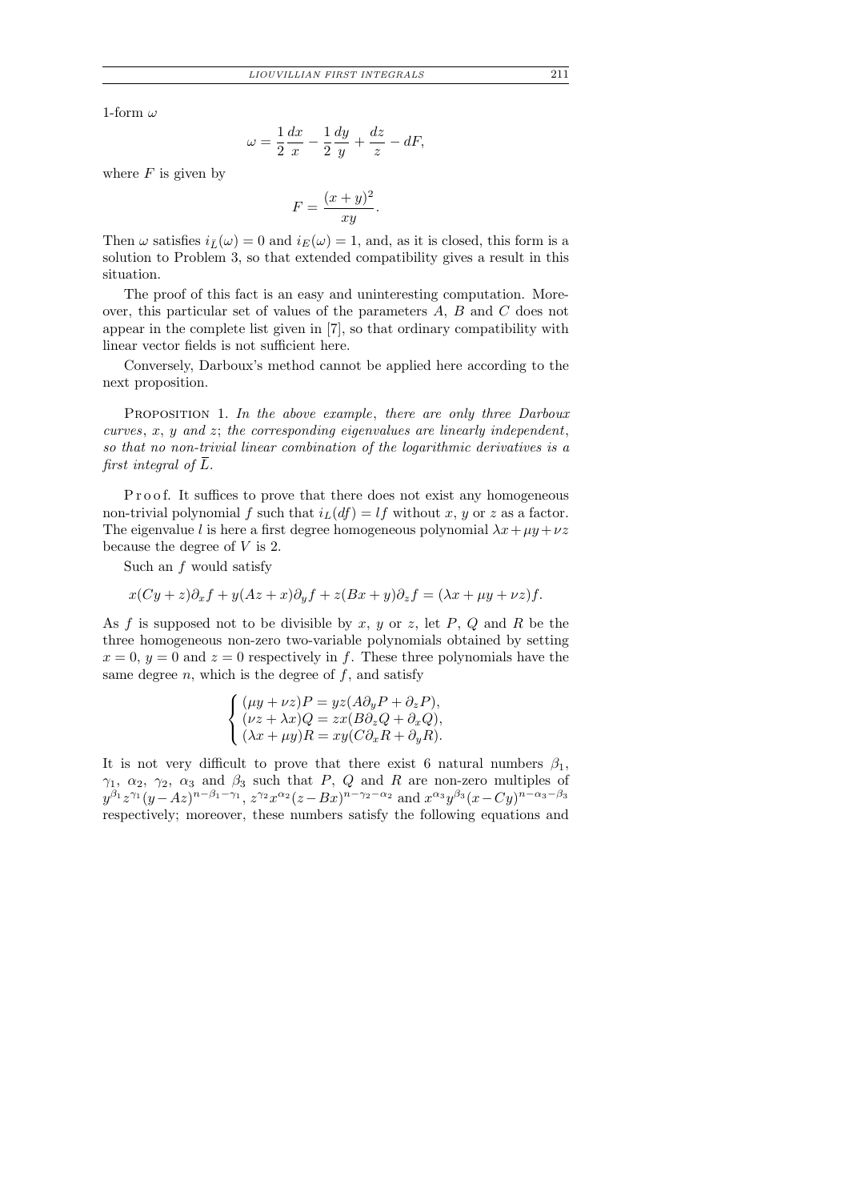1-form $\omega$

$$\omega = \frac{1}{2}\frac{dx}{x} - \frac{1}{2}\frac{dy}{y} + \frac{dz}{z} - dF,$$

where $F$ is given by

$$F = \frac{(x+y)^2}{xy}.$$

Then $\omega$ satisfies $i_{\bar{L}}(\omega) = 0$ and $i_E(\omega) = 1$, and, as it is closed, this form is a solution to Problem 3, so that extended compatibility gives a result in this situation.

The proof of this fact is an easy and uninteresting computation. Moreover, this particular set of values of the parameters $A$, $B$ and $C$ does not appear in the complete list given in [7], so that ordinary compatibility with linear vector fields is not sufficient here.

Conversely, Darboux's method cannot be applied here according to the next proposition.

PROPOSITION 1. *In the above example, there are only three Darboux curves, $x$, $y$ and $z$; the corresponding eigenvalues are linearly independent, so that no non-trivial linear combination of the logarithmic derivatives is a first integral of $\overline{L}$.*

Proof. It suffices to prove that there does not exist any homogeneous non-trivial polynomial $f$ such that $i_L(df) = lf$ without $x$, $y$ or $z$ as a factor. The eigenvalue $l$ is here a first degree homogeneous polynomial $\lambda x + \mu y + \nu z$ because the degree of $V$ is 2.

Such an $f$ would satisfy

$$x(Cy+z)\partial_x f + y(Az+x)\partial_y f + z(Bx+y)\partial_z f = (\lambda x + \mu y + \nu z) f.$$

As $f$ is supposed not to be divisible by $x$, $y$ or $z$, let $P$, $Q$ and $R$ be the three homogeneous non-zero two-variable polynomials obtained by setting $x = 0$, $y = 0$ and $z = 0$ respectively in $f$. These three polynomials have the same degree $n$, which is the degree of $f$, and satisfy

$$\begin{cases} (\mu y + \nu z)P = yz(A\partial_y P + \partial_z P), \\ (\nu z + \lambda x)Q = zx(B\partial_z Q + \partial_x Q), \\ (\lambda x + \mu y)R = xy(C\partial_x R + \partial_y R). \end{cases}$$

It is not very difficult to prove that there exist 6 natural numbers $\beta_1$, $\gamma_1$, $\alpha_2$, $\gamma_2$, $\alpha_3$ and $\beta_3$ such that $P$, $Q$ and $R$ are non-zero multiples of $y^{\beta_1} z^{\gamma_1} (y - Az)^{n-\beta_1-\gamma_1}$, $z^{\gamma_2} x^{\alpha_2} (z - Bx)^{n-\gamma_2-\alpha_2}$ and $x^{\alpha_3} y^{\beta_3} (x - Cy)^{n-\alpha_3-\beta_3}$ respectively; moreover, these numbers satisfy the following equations and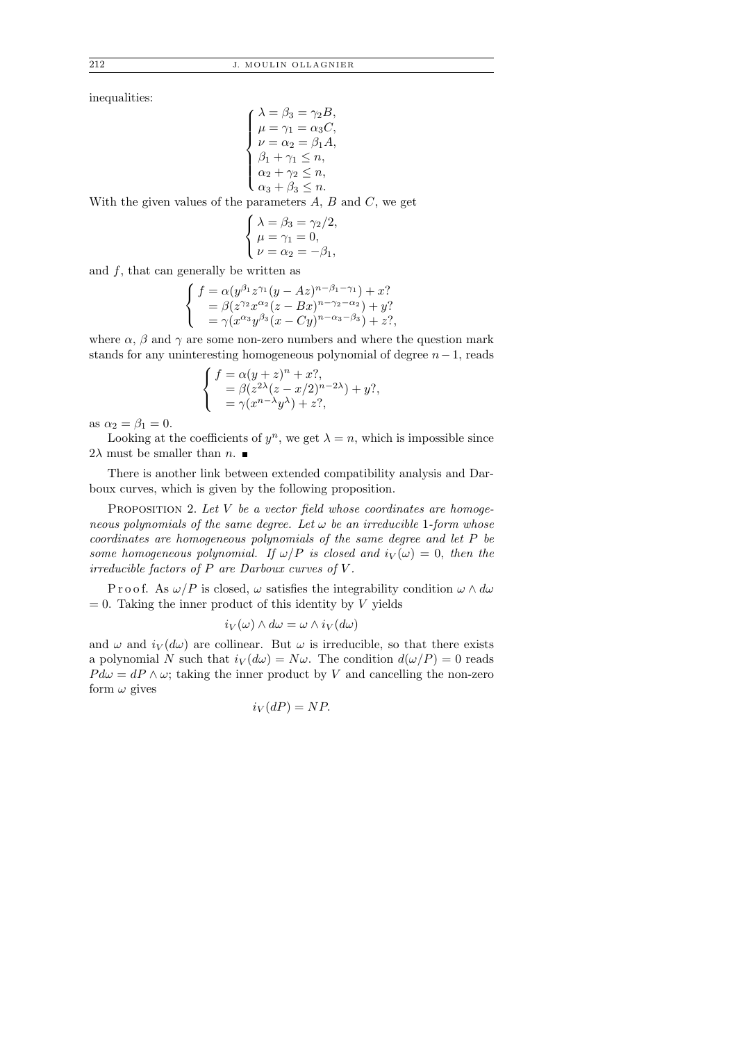inequalities:

$$
\begin{cases}
\lambda = \beta_3 = \gamma_2 B, \\
\mu = \gamma_1 = \alpha_3 C, \\
\nu = \alpha_2 = \beta_1 A, \\
\beta_1 + \gamma_1 \le n, \\
\alpha_2 + \gamma_2 \le n, \\
\alpha_3 + \beta_3 \le n.
\end{cases}
$$

With the given values of the parameters $A$, $B$ and $C$, we get

$$
\begin{cases}
\lambda = \beta_3 = \gamma_2/2, \\
\mu = \gamma_1 = 0, \\
\nu = \alpha_2 = -\beta_1,
\end{cases}
$$

and $f$, that can generally be written as

$$
\begin{cases}
f = \alpha(y^{\beta_1} z^{\gamma_1}(y - Az)^{n-\beta_1-\gamma_1}) + x? \\
\quad = \beta(z^{\gamma_2} x^{\alpha_2}(z - Bx)^{n-\gamma_2-\alpha_2}) + y? \\
\quad = \gamma(x^{\alpha_3} y^{\beta_3}(x - Cy)^{n-\alpha_3-\beta_3}) + z?,
\end{cases}
$$

where $\alpha$, $\beta$ and $\gamma$ are some non-zero numbers and where the question mark stands for any uninteresting homogeneous polynomial of degree $n-1$, reads

$$
\begin{cases}
f = \alpha(y + z)^n + x?, \\
\quad = \beta(z^{2\lambda}(z - x/2)^{n-2\lambda}) + y?, \\
\quad = \gamma(x^{n-\lambda} y^{\lambda}) + z?,
\end{cases}
$$

as $\alpha_2 = \beta_1 = 0$.

Looking at the coefficients of $y^n$, we get $\lambda = n$, which is impossible since $2\lambda$ must be smaller than $n$. ∎

There is another link between extended compatibility analysis and Darboux curves, which is given by the following proposition.

PROPOSITION 2. *Let $V$ be a vector field whose coordinates are homogeneous polynomials of the same degree. Let $\omega$ be an irreducible 1-form whose coordinates are homogeneous polynomials of the same degree and let $P$ be some homogeneous polynomial. If $\omega/P$ is closed and $i_V(\omega) = 0$, then the irreducible factors of $P$ are Darboux curves of $V$.*

Proof. As $\omega/P$ is closed, $\omega$ satisfies the integrability condition $\omega \wedge d\omega = 0$. Taking the inner product of this identity by $V$ yields

$$
i_V(\omega) \wedge d\omega = \omega \wedge i_V(d\omega)
$$

and $\omega$ and $i_V(d\omega)$ are collinear. But $\omega$ is irreducible, so that there exists a polynomial $N$ such that $i_V(d\omega) = N\omega$. The condition $d(\omega/P) = 0$ reads $Pd\omega = dP \wedge \omega$; taking the inner product by $V$ and cancelling the non-zero form $\omega$ gives

$$
i_V(dP) = NP.
$$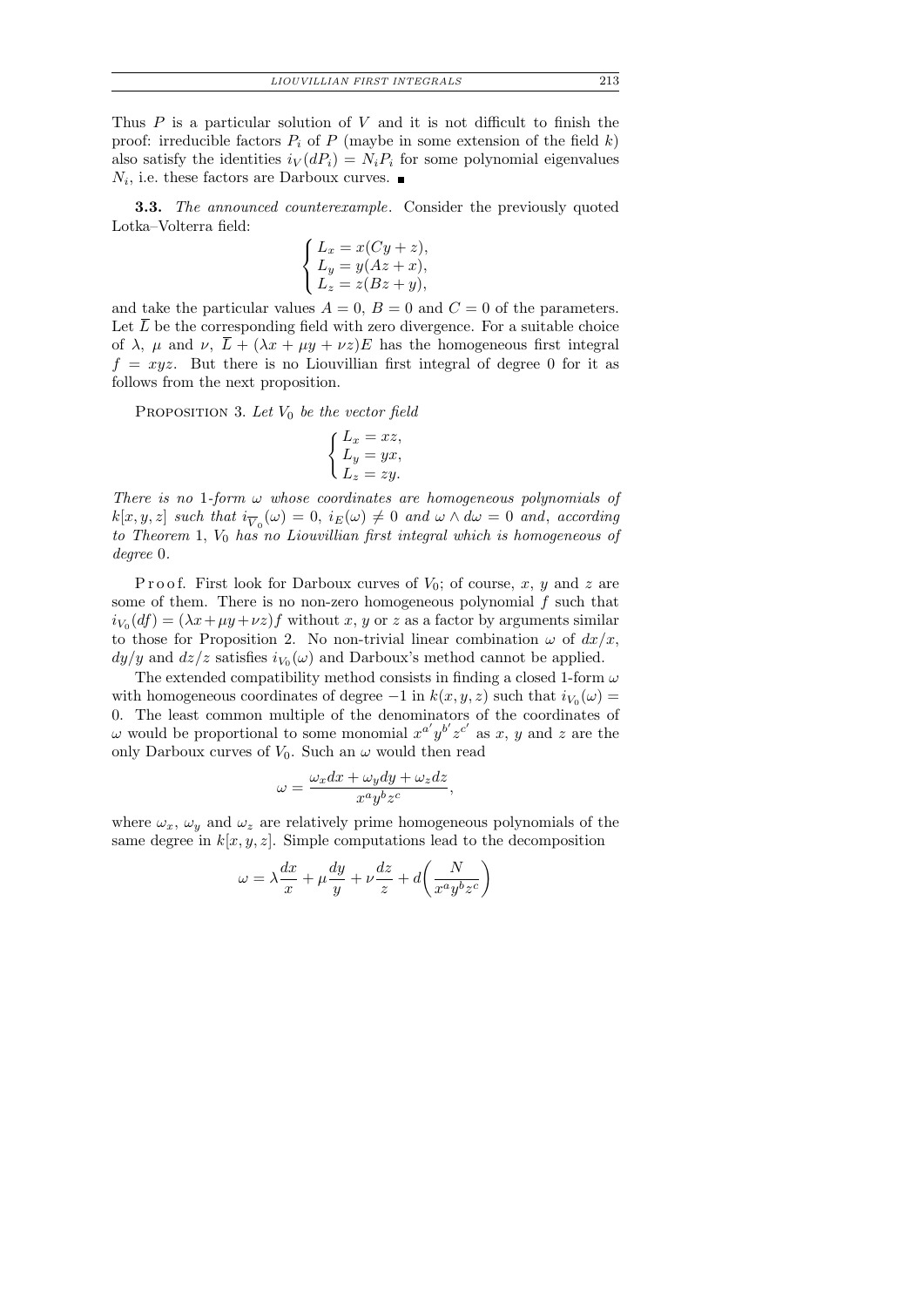Thus $P$ is a particular solution of $V$ and it is not difficult to finish the proof: irreducible factors $P_i$ of $P$ (maybe in some extension of the field $k$) also satisfy the identities $i_V(dP_i) = N_i P_i$ for some polynomial eigenvalues $N_i$, i.e. these factors are Darboux curves. ∎

**3.3.** *The announced counterexample.* Consider the previously quoted Lotka–Volterra field:

$$\begin{cases} L_x = x(Cy + z), \\ L_y = y(Az + x), \\ L_z = z(Bz + y), \end{cases}$$

and take the particular values $A = 0$, $B = 0$ and $C = 0$ of the parameters. Let $\overline{L}$ be the corresponding field with zero divergence. For a suitable choice of $\lambda$, $\mu$ and $\nu$, $\overline{L} + (\lambda x + \mu y + \nu z)E$ has the homogeneous first integral $f = xyz$. But there is no Liouvillian first integral of degree 0 for it as follows from the next proposition.

Proposition 3. *Let $V_0$ be the vector field*

$$\begin{cases} L_x = xz, \\ L_y = yx, \\ L_z = zy. \end{cases}$$

*There is no 1-form $\omega$ whose coordinates are homogeneous polynomials of $k[x, y, z]$ such that $i_{\overline{V}_0}(\omega) = 0$, $i_E(\omega) \neq 0$ and $\omega \wedge d\omega = 0$ and, according to Theorem 1, $V_0$ has no Liouvillian first integral which is homogeneous of degree 0.*

Proof. First look for Darboux curves of $V_0$; of course, $x$, $y$ and $z$ are some of them. There is no non-zero homogeneous polynomial $f$ such that $i_{V_0}(df) = (\lambda x + \mu y + \nu z)f$ without $x$, $y$ or $z$ as a factor by arguments similar to those for Proposition 2. No non-trivial linear combination $\omega$ of $dx/x$, $dy/y$ and $dz/z$ satisfies $i_{V_0}(\omega)$ and Darboux's method cannot be applied.

The extended compatibility method consists in finding a closed 1-form $\omega$ with homogeneous coordinates of degree $-1$ in $k(x, y, z)$ such that $i_{V_0}(\omega) = 0$. The least common multiple of the denominators of the coordinates of $\omega$ would be proportional to some monomial $x^{a'} y^{b'} z^{c'}$ as $x$, $y$ and $z$ are the only Darboux curves of $V_0$. Such an $\omega$ would then read

$$\omega = \frac{\omega_x dx + \omega_y dy + \omega_z dz}{x^a y^b z^c},$$

where $\omega_x$, $\omega_y$ and $\omega_z$ are relatively prime homogeneous polynomials of the same degree in $k[x, y, z]$. Simple computations lead to the decomposition

$$\omega = \lambda \frac{dx}{x} + \mu \frac{dy}{y} + \nu \frac{dz}{z} + d\left(\frac{N}{x^a y^b z^c}\right)$$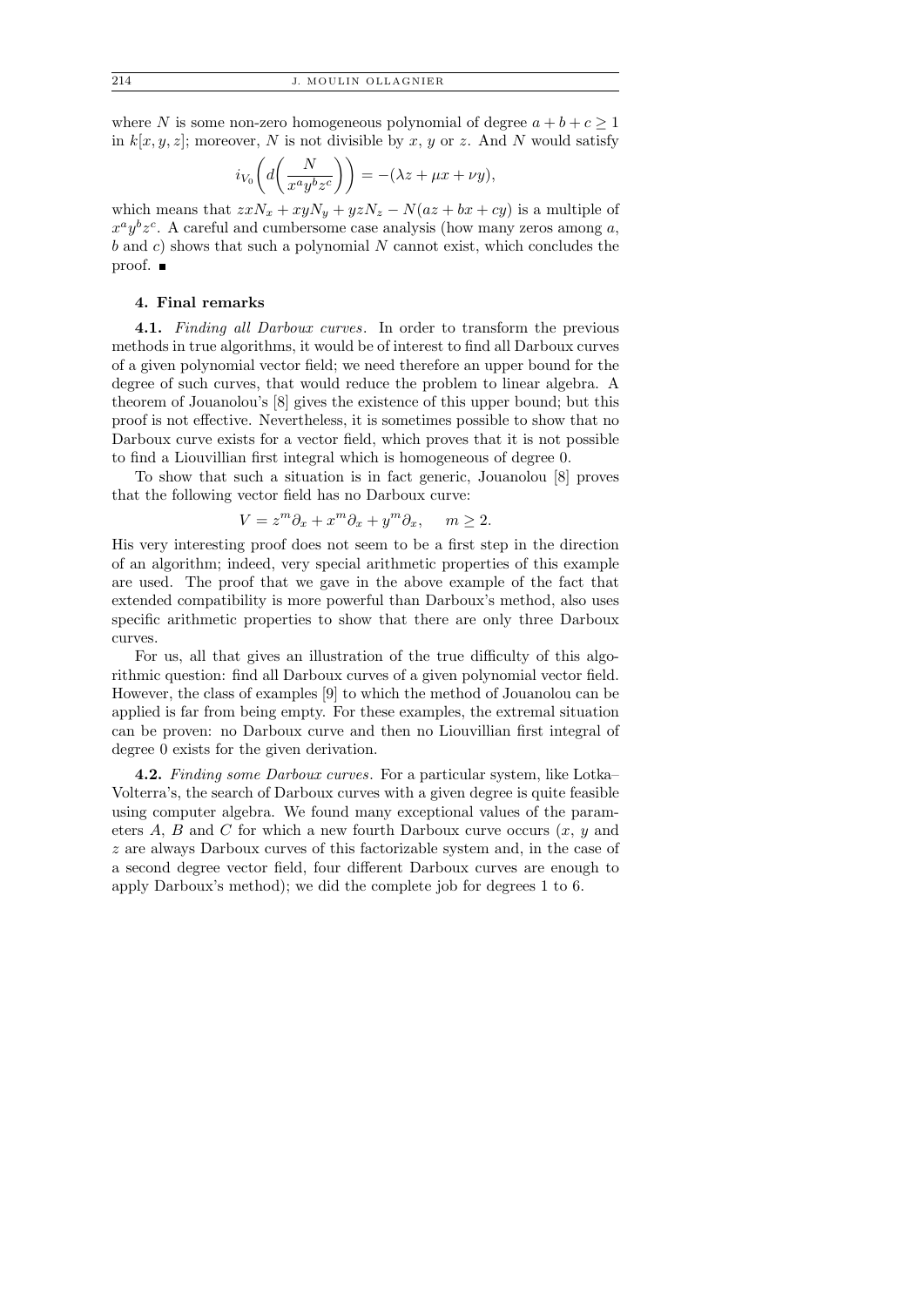where $N$ is some non-zero homogeneous polynomial of degree $a+b+c \geq 1$ in $k[x,y,z]$; moreover, $N$ is not divisible by $x$, $y$ or $z$. And $N$ would satisfy

$$i_{V_0}\left(d\left(\frac{N}{x^a y^b z^c}\right)\right) = -(\lambda z + \mu x + \nu y),$$

which means that $zxN_x + xyN_y + yzN_z - N(az+bx+cy)$ is a multiple of $x^a y^b z^c$. A careful and cumbersome case analysis (how many zeros among $a$, $b$ and $c$) shows that such a polynomial $N$ cannot exist, which concludes the proof. ∎

## 4. Final remarks

**4.1.** *Finding all Darboux curves*. In order to transform the previous methods in true algorithms, it would be of interest to find all Darboux curves of a given polynomial vector field; we need therefore an upper bound for the degree of such curves, that would reduce the problem to linear algebra. A theorem of Jouanolou's [8] gives the existence of this upper bound; but this proof is not effective. Nevertheless, it is sometimes possible to show that no Darboux curve exists for a vector field, which proves that it is not possible to find a Liouvillian first integral which is homogeneous of degree 0.

To show that such a situation is in fact generic, Jouanolou [8] proves that the following vector field has no Darboux curve:

$$V = z^m \partial_x + x^m \partial_x + y^m \partial_x, \quad m \geq 2.$$

His very interesting proof does not seem to be a first step in the direction of an algorithm; indeed, very special arithmetic properties of this example are used. The proof that we gave in the above example of the fact that extended compatibility is more powerful than Darboux's method, also uses specific arithmetic properties to show that there are only three Darboux curves.

For us, all that gives an illustration of the true difficulty of this algorithmic question: find all Darboux curves of a given polynomial vector field. However, the class of examples [9] to which the method of Jouanolou can be applied is far from being empty. For these examples, the extremal situation can be proven: no Darboux curve and then no Liouvillian first integral of degree 0 exists for the given derivation.

**4.2.** *Finding some Darboux curves*. For a particular system, like Lotka–Volterra's, the search of Darboux curves with a given degree is quite feasible using computer algebra. We found many exceptional values of the parameters $A$, $B$ and $C$ for which a new fourth Darboux curve occurs ($x$, $y$ and $z$ are always Darboux curves of this factorizable system and, in the case of a second degree vector field, four different Darboux curves are enough to apply Darboux's method); we did the complete job for degrees 1 to 6.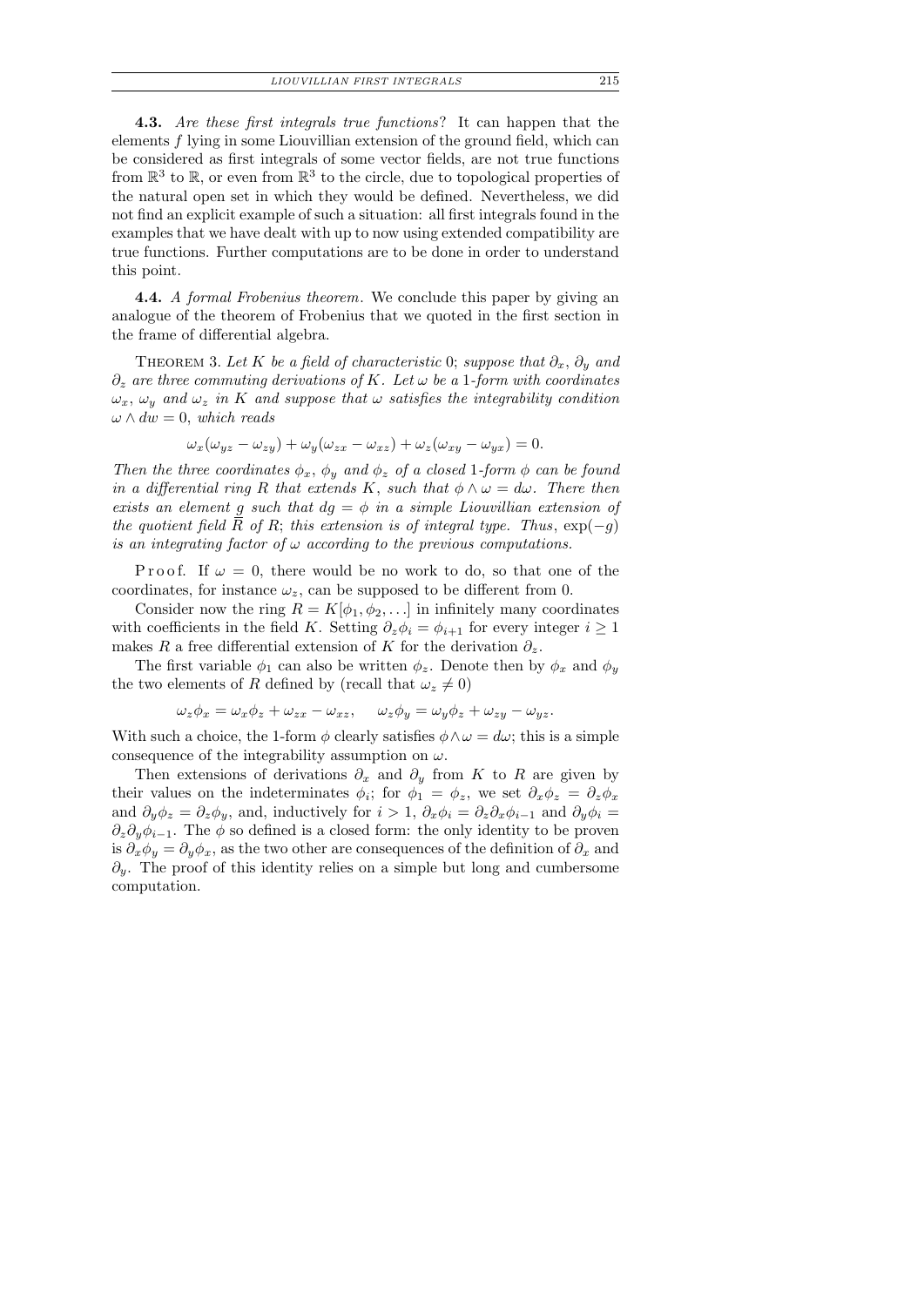**4.3.** *Are these first integrals true functions*? It can happen that the elements $f$ lying in some Liouvillian extension of the ground field, which can be considered as first integrals of some vector fields, are not true functions from $\mathbb{R}^3$ to $\mathbb{R}$, or even from $\mathbb{R}^3$ to the circle, due to topological properties of the natural open set in which they would be defined. Nevertheless, we did not find an explicit example of such a situation: all first integrals found in the examples that we have dealt with up to now using extended compatibility are true functions. Further computations are to be done in order to understand this point.

**4.4.** *A formal Frobenius theorem*. We conclude this paper by giving an analogue of the theorem of Frobenius that we quoted in the first section in the frame of differential algebra.

Theorem 3. *Let $K$ be a field of characteristic* 0; *suppose that $\partial_x$, $\partial_y$ and $\partial_z$ are three commuting derivations of $K$. Let $\omega$ be a* 1*-form with coordinates $\omega_x$, $\omega_y$ and $\omega_z$ in $K$ and suppose that $\omega$ satisfies the integrability condition $\omega \wedge dw = 0$, which reads*

$$\omega_x(\omega_{yz} - \omega_{zy}) + \omega_y(\omega_{zx} - \omega_{xz}) + \omega_z(\omega_{xy} - \omega_{yx}) = 0.$$

*Then the three coordinates $\phi_x$, $\phi_y$ and $\phi_z$ of a closed* 1*-form $\phi$ can be found in a differential ring $R$ that extends $K$, such that $\phi \wedge \omega = d\omega$. There then exists an element $g$ such that $dg = \phi$ in a simple Liouvillian extension of the quotient field $\overline{R}$ of $R$; this extension is of integral type. Thus*, $\exp(-g)$ *is an integrating factor of $\omega$ according to the previous computations.*

Proof. If $\omega = 0$, there would be no work to do, so that one of the coordinates, for instance $\omega_z$, can be supposed to be different from 0.

Consider now the ring $R = K[\phi_1, \phi_2, \ldots]$ in infinitely many coordinates with coefficients in the field $K$. Setting $\partial_z \phi_i = \phi_{i+1}$ for every integer $i \geq 1$ makes $R$ a free differential extension of $K$ for the derivation $\partial_z$.

The first variable $\phi_1$ can also be written $\phi_z$. Denote then by $\phi_x$ and $\phi_y$ the two elements of $R$ defined by (recall that $\omega_z \neq 0$)

$$\omega_z \phi_x = \omega_x \phi_z + \omega_{zx} - \omega_{xz}, \quad \omega_z \phi_y = \omega_y \phi_z + \omega_{zy} - \omega_{yz}.$$

With such a choice, the 1-form $\phi$ clearly satisfies $\phi \wedge \omega = d\omega$; this is a simple consequence of the integrability assumption on $\omega$.

Then extensions of derivations $\partial_x$ and $\partial_y$ from $K$ to $R$ are given by their values on the indeterminates $\phi_i$; for $\phi_1 = \phi_z$, we set $\partial_x \phi_z = \partial_z \phi_x$ and $\partial_y \phi_z = \partial_z \phi_y$, and, inductively for $i > 1$, $\partial_x \phi_i = \partial_z \partial_x \phi_{i-1}$ and $\partial_y \phi_i = \partial_z \partial_y \phi_{i-1}$. The $\phi$ so defined is a closed form: the only identity to be proven is $\partial_x \phi_y = \partial_y \phi_x$, as the two other are consequences of the definition of $\partial_x$ and $\partial_y$. The proof of this identity relies on a simple but long and cumbersome computation.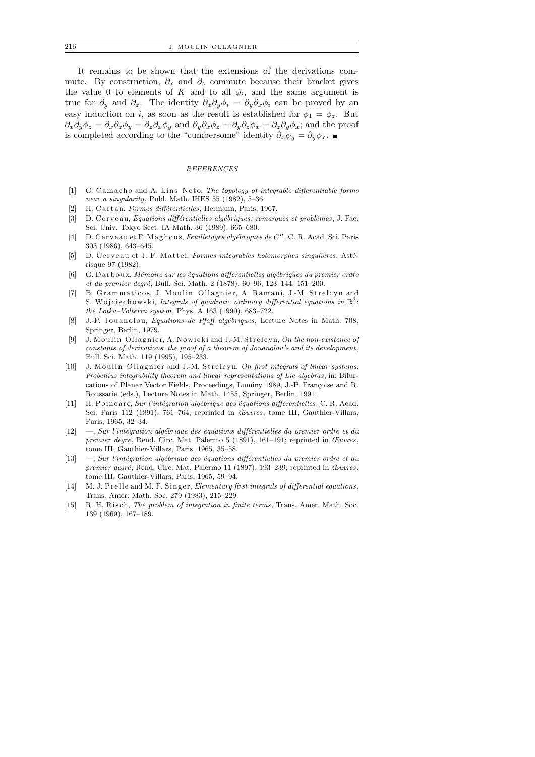It remains to be shown that the extensions of the derivations commute. By construction, $\partial_x$ and $\partial_z$ commute because their bracket gives the value 0 to elements of $K$ and to all $\phi_i$, and the same argument is true for $\partial_y$ and $\partial_z$. The identity $\partial_x\partial_y\phi_i = \partial_y\partial_x\phi_i$ can be proved by an easy induction on $i$, as soon as the result is established for $\phi_1 = \phi_z$. But $\partial_x\partial_y\phi_z = \partial_x\partial_z\phi_y = \partial_z\partial_x\phi_y$ and $\partial_y\partial_x\phi_z = \partial_y\partial_z\phi_x = \partial_z\partial_y\phi_x$; and the proof is completed according to the "cumbersome" identity $\partial_x\phi_y = \partial_y\phi_x$. ■

## *REFERENCES*

[1] C. Camacho and A. Lins Neto, *The topology of integrable differentiable forms near a singularity*, Publ. Math. IHES 55 (1982), 5–36.

[2] H. Cartan, *Formes différentielles*, Hermann, Paris, 1967.

[3] D. Cerveau, *Equations différentielles algébriques: remarques et problèmes*, J. Fac. Sci. Univ. Tokyo Sect. IA Math. 36 (1989), 665–680.

[4] D. Cerveau et F. Maghous, *Feuilletages algébriques de $C^n$*, C. R. Acad. Sci. Paris 303 (1986), 643–645.

[5] D. Cerveau et J. F. Mattei, *Formes intégrables holomorphes singulières*, Astérisque 97 (1982).

[6] G. Darboux, *Mémoire sur les équations différentielles algébriques du premier ordre et du premier degré*, Bull. Sci. Math. 2 (1878), 60–96, 123–144, 151–200.

[7] B. Grammaticos, J. Moulin Ollagnier, A. Ramani, J.-M. Strelcyn and S. Wojciechowski, *Integrals of quadratic ordinary differential equations in $\mathbb{R}^3$: the Lotka–Volterra system*, Phys. A 163 (1990), 683–722.

[8] J.-P. Jouanolou, *Equations de Pfaff algébriques*, Lecture Notes in Math. 708, Springer, Berlin, 1979.

[9] J. Moulin Ollagnier, A. Nowicki and J.-M. Strelcyn, *On the non-existence of constants of derivations: the proof of a theorem of Jouanolou's and its development*, Bull. Sci. Math. 119 (1995), 195–233.

[10] J. Moulin Ollagnier and J.-M. Strelcyn, *On first integrals of linear systems, Frobenius integrability theorem and linear representations of Lie algebras*, in: Bifurcations of Planar Vector Fields, Proceedings, Luminy 1989, J.-P. Françoise and R. Roussarie (eds.), Lecture Notes in Math. 1455, Springer, Berlin, 1991.

[11] H. Poincaré, *Sur l'intégration algébrique des équations différentielles*, C. R. Acad. Sci. Paris 112 (1891), 761–764; reprinted in *Œuvres*, tome III, Gauthier-Villars, Paris, 1965, 32–34.

[12] —, *Sur l'intégration algébrique des équations différentielles du premier ordre et du premier degré*, Rend. Circ. Mat. Palermo 5 (1891), 161–191; reprinted in *Œuvres*, tome III, Gauthier-Villars, Paris, 1965, 35–58.

[13] —, *Sur l'intégration algébrique des équations différentielles du premier ordre et du premier degré*, Rend. Circ. Mat. Palermo 11 (1897), 193–239; reprinted in *Œuvres*, tome III, Gauthier-Villars, Paris, 1965, 59–94.

[14] M. J. Prelle and M. F. Singer, *Elementary first integrals of differential equations*, Trans. Amer. Math. Soc. 279 (1983), 215–229.

[15] R. H. Risch, *The problem of integration in finite terms*, Trans. Amer. Math. Soc. 139 (1969), 167–189.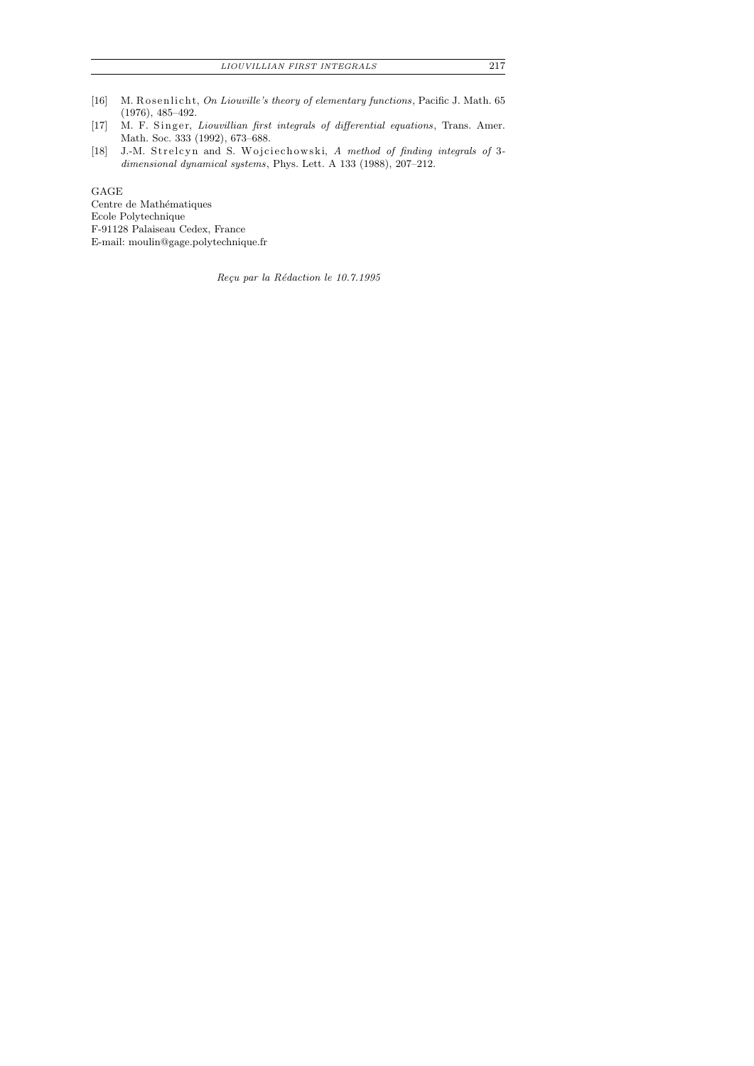[16] M. Rosenlicht, *On Liouville's theory of elementary functions*, Pacific J. Math. 65 (1976), 485–492.

[17] M. F. Singer, *Liouvillian first integrals of differential equations*, Trans. Amer. Math. Soc. 333 (1992), 673–688.

[18] J.-M. Strelcyn and S. Wojciechowski, *A method of finding integrals of* 3-*dimensional dynamical systems*, Phys. Lett. A 133 (1988), 207–212.

GAGE
Centre de Mathématiques
Ecole Polytechnique
F-91128 Palaiseau Cedex, France
E-mail: moulin@gage.polytechnique.fr

*Reçu par la Rédaction le 10.7.1995*